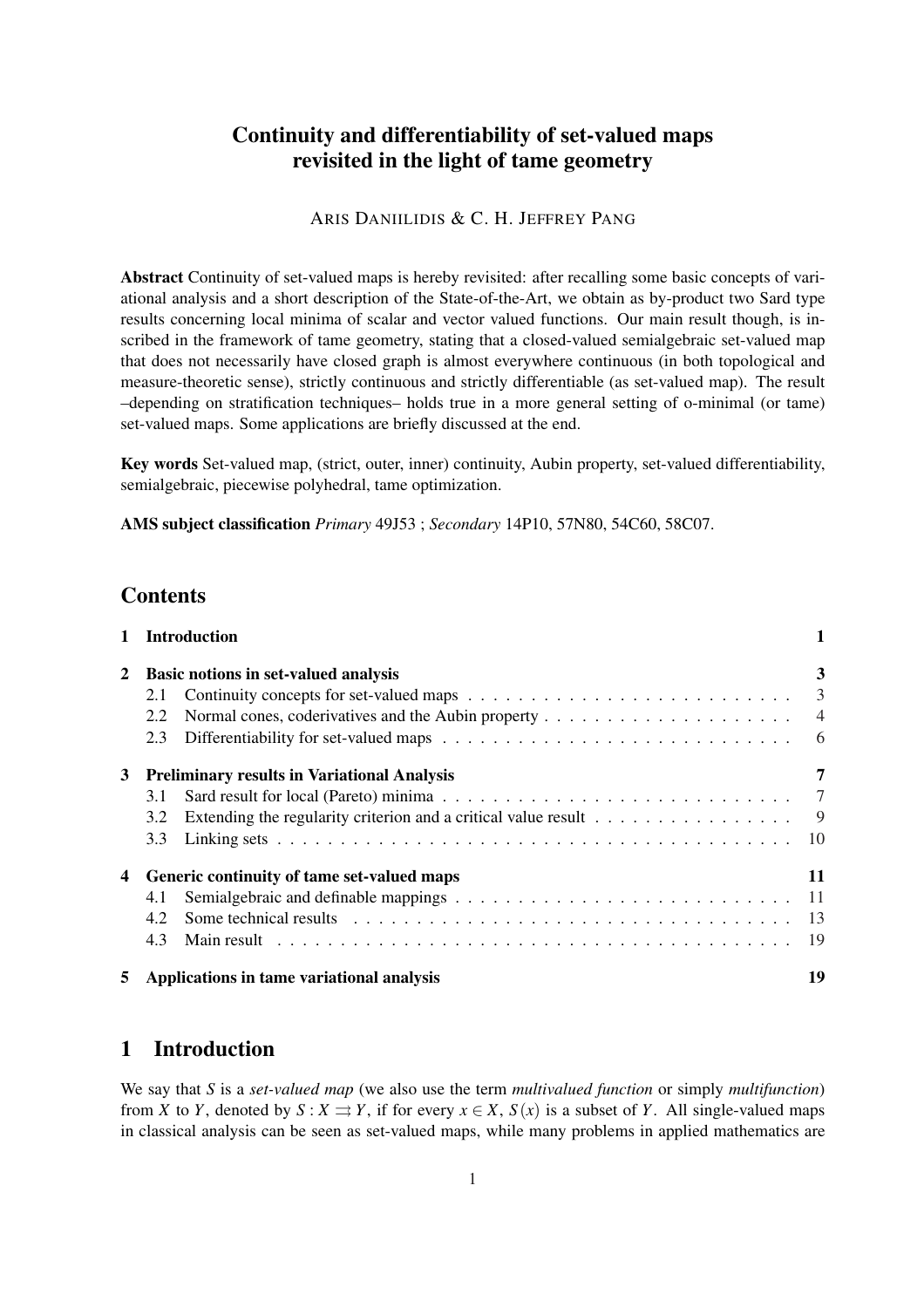# Continuity and differentiability of set-valued maps revisited in the light of tame geometry

ARIS DANIILIDIS & C. H. JEFFREY PANG

**Abstract** Continuity of set-valued maps is hereby revisited: after recalling some basic concepts of variational analysis and a short description of the State-of-the-Art, we obtain as by-product two Sard type results concerning local minima of scalar and vector valued functions. Our main result though, is inscribed in the framework of tame geometry, stating that a closed-valued semialgebraic set-valued map that does not necessarily have closed graph is almost everywhere continuous (in both topological and measure-theoretic sense), strictly continuous and strictly differentiable (as set-valued map). The result –depending on stratification techniques– holds true in a more general setting of o-minimal (or tame) set-valued maps. Some applications are briefly discussed at the end.

**Key words** Set-valued map, (strict, outer, inner) continuity, Aubin property, set-valued differentiability, semialgebraic, piecewise polyhedral, tame optimization.

**AMS subject classification** *Primary* 49J53 ; *Secondary* 14P10, 57N80, 54C60, 58C07.

## Contents

- **1 Introduction** — 1
- **2 Basic notions in set-valued analysis** — 3
  - 2.1 Continuity concepts for set-valued maps — 3
  - 2.2 Normal cones, coderivatives and the Aubin property — 4
  - 2.3 Differentiability for set-valued maps — 6
- **3 Preliminary results in Variational Analysis** — 7
  - 3.1 Sard result for local (Pareto) minima — 7
  - 3.2 Extending the regularity criterion and a critical value result — 9
  - 3.3 Linking sets — 10
- **4 Generic continuity of tame set-valued maps** — 11
  - 4.1 Semialgebraic and definable mappings — 11
  - 4.2 Some technical results — 13
  - 4.3 Main result — 19
- **5 Applications in tame variational analysis** — 19

## 1 Introduction

We say that $S$ is a *set-valued map* (we also use the term *multivalued function* or simply *multifunction*) from $X$ to $Y$, denoted by $S : X \rightrightarrows Y$, if for every $x \in X$, $S(x)$ is a subset of $Y$. All single-valued maps in classical analysis can be seen as set-valued maps, while many problems in applied mathematics are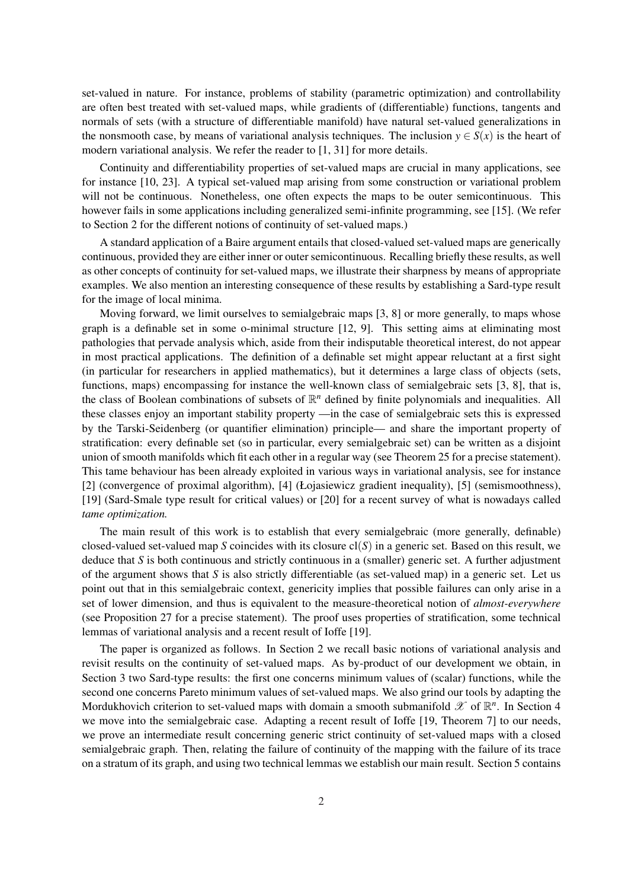set-valued in nature. For instance, problems of stability (parametric optimization) and controllability are often best treated with set-valued maps, while gradients of (differentiable) functions, tangents and normals of sets (with a structure of differentiable manifold) have natural set-valued generalizations in the nonsmooth case, by means of variational analysis techniques. The inclusion $y \in S(x)$ is the heart of modern variational analysis. We refer the reader to [1, 31] for more details.

Continuity and differentiability properties of set-valued maps are crucial in many applications, see for instance [10, 23]. A typical set-valued map arising from some construction or variational problem will not be continuous. Nonetheless, one often expects the maps to be outer semicontinuous. This however fails in some applications including generalized semi-infinite programming, see [15]. (We refer to Section 2 for the different notions of continuity of set-valued maps.)

A standard application of a Baire argument entails that closed-valued set-valued maps are generically continuous, provided they are either inner or outer semicontinuous. Recalling briefly these results, as well as other concepts of continuity for set-valued maps, we illustrate their sharpness by means of appropriate examples. We also mention an interesting consequence of these results by establishing a Sard-type result for the image of local minima.

Moving forward, we limit ourselves to semialgebraic maps [3, 8] or more generally, to maps whose graph is a definable set in some o-minimal structure [12, 9]. This setting aims at eliminating most pathologies that pervade analysis which, aside from their indisputable theoretical interest, do not appear in most practical applications. The definition of a definable set might appear reluctant at a first sight (in particular for researchers in applied mathematics), but it determines a large class of objects (sets, functions, maps) encompassing for instance the well-known class of semialgebraic sets [3, 8], that is, the class of Boolean combinations of subsets of $\mathbb{R}^n$ defined by finite polynomials and inequalities. All these classes enjoy an important stability property —in the case of semialgebraic sets this is expressed by the Tarski-Seidenberg (or quantifier elimination) principle— and share the important property of stratification: every definable set (so in particular, every semialgebraic set) can be written as a disjoint union of smooth manifolds which fit each other in a regular way (see Theorem 25 for a precise statement). This tame behaviour has been already exploited in various ways in variational analysis, see for instance [2] (convergence of proximal algorithm), [4] (Łojasiewicz gradient inequality), [5] (semismoothness), [19] (Sard-Smale type result for critical values) or [20] for a recent survey of what is nowadays called *tame optimization.*

The main result of this work is to establish that every semialgebraic (more generally, definable) closed-valued set-valued map $S$ coincides with its closure $\mathrm{cl}(S)$ in a generic set. Based on this result, we deduce that $S$ is both continuous and strictly continuous in a (smaller) generic set. A further adjustment of the argument shows that $S$ is also strictly differentiable (as set-valued map) in a generic set. Let us point out that in this semialgebraic context, genericity implies that possible failures can only arise in a set of lower dimension, and thus is equivalent to the measure-theoretical notion of *almost-everywhere* (see Proposition 27 for a precise statement). The proof uses properties of stratification, some technical lemmas of variational analysis and a recent result of Ioffe [19].

The paper is organized as follows. In Section 2 we recall basic notions of variational analysis and revisit results on the continuity of set-valued maps. As by-product of our development we obtain, in Section 3 two Sard-type results: the first one concerns minimum values of (scalar) functions, while the second one concerns Pareto minimum values of set-valued maps. We also grind our tools by adapting the Mordukhovich criterion to set-valued maps with domain a smooth submanifold $\mathscr{X}$ of $\mathbb{R}^n$. In Section 4 we move into the semialgebraic case. Adapting a recent result of Ioffe [19, Theorem 7] to our needs, we prove an intermediate result concerning generic strict continuity of set-valued maps with a closed semialgebraic graph. Then, relating the failure of continuity of the mapping with the failure of its trace on a stratum of its graph, and using two technical lemmas we establish our main result. Section 5 contains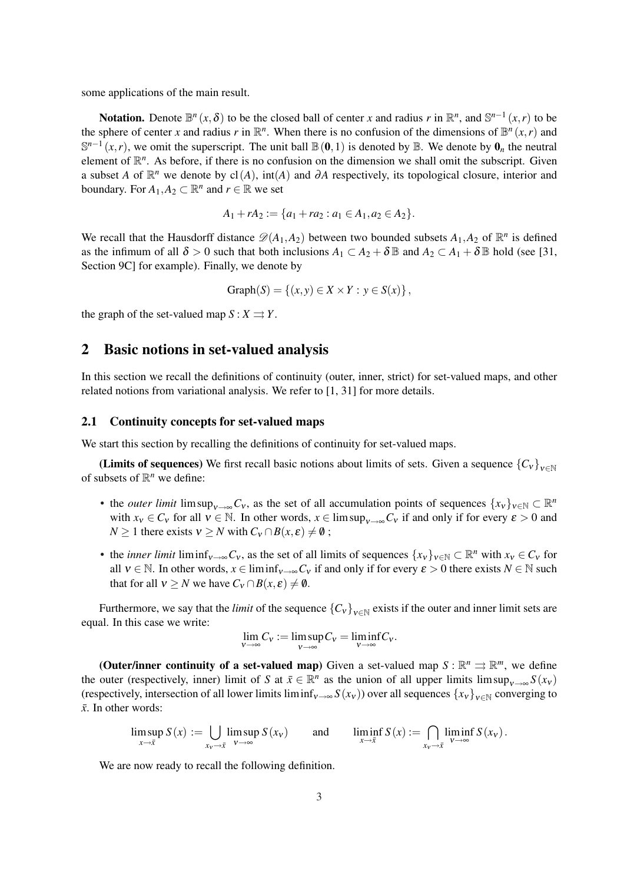some applications of the main result.

**Notation.** Denote $\mathbb{B}^n(x,\delta)$ to be the closed ball of center $x$ and radius $r$ in $\mathbb{R}^n$, and $\mathbb{S}^{n-1}(x,r)$ to be the sphere of center $x$ and radius $r$ in $\mathbb{R}^n$. When there is no confusion of the dimensions of $\mathbb{B}^n(x,r)$ and $\mathbb{S}^{n-1}(x,r)$, we omit the superscript. The unit ball $\mathbb{B}(\mathbf{0},1)$ is denoted by $\mathbb{B}$. We denote by $\mathbf{0}_n$ the neutral element of $\mathbb{R}^n$. As before, if there is no confusion on the dimension we shall omit the subscript. Given a subset $A$ of $\mathbb{R}^n$ we denote by $\mathrm{cl}(A)$, $\mathrm{int}(A)$ and $\partial A$ respectively, its topological closure, interior and boundary. For $A_1, A_2 \subset \mathbb{R}^n$ and $r \in \mathbb{R}$ we set

$$A_1 + rA_2 := \{a_1 + ra_2 : a_1 \in A_1, a_2 \in A_2\}.$$

We recall that the Hausdorff distance $\mathscr{D}(A_1,A_2)$ between two bounded subsets $A_1, A_2$ of $\mathbb{R}^n$ is defined as the infimum of all $\delta > 0$ such that both inclusions $A_1 \subset A_2 + \delta\mathbb{B}$ and $A_2 \subset A_1 + \delta\mathbb{B}$ hold (see [31, Section 9C] for example). Finally, we denote by

$$\mathrm{Graph}(S) = \{(x,y) \in X \times Y : y \in S(x)\},$$

the graph of the set-valued map $S : X \rightrightarrows Y$.

## 2 Basic notions in set-valued analysis

In this section we recall the definitions of continuity (outer, inner, strict) for set-valued maps, and other related notions from variational analysis. We refer to [1, 31] for more details.

### 2.1 Continuity concepts for set-valued maps

We start this section by recalling the definitions of continuity for set-valued maps.

**(Limits of sequences)** We first recall basic notions about limits of sets. Given a sequence $\{C_\nu\}_{\nu\in\mathbb{N}}$ of subsets of $\mathbb{R}^n$ we define:

- the *outer limit* $\limsup_{\nu\to\infty} C_\nu$, as the set of all accumulation points of sequences $\{x_\nu\}_{\nu\in\mathbb{N}} \subset \mathbb{R}^n$ with $x_\nu \in C_\nu$ for all $\nu \in \mathbb{N}$. In other words, $x \in \limsup_{\nu\to\infty} C_\nu$ if and only if for every $\varepsilon > 0$ and $N \geq 1$ there exists $\nu \geq N$ with $C_\nu \cap B(x,\varepsilon) \neq \emptyset$ ;
- the *inner limit* $\liminf_{\nu\to\infty} C_\nu$, as the set of all limits of sequences $\{x_\nu\}_{\nu\in\mathbb{N}} \subset \mathbb{R}^n$ with $x_\nu \in C_\nu$ for all $\nu \in \mathbb{N}$. In other words, $x \in \liminf_{\nu\to\infty} C_\nu$ if and only if for every $\varepsilon > 0$ there exists $N \in \mathbb{N}$ such that for all $\nu \geq N$ we have $C_\nu \cap B(x,\varepsilon) \neq \emptyset$.

Furthermore, we say that the *limit* of the sequence $\{C_\nu\}_{\nu\in\mathbb{N}}$ exists if the outer and inner limit sets are equal. In this case we write:

$$\lim_{\nu\to\infty} C_\nu := \limsup_{\nu\to\infty} C_\nu = \liminf_{\nu\to\infty} C_\nu.$$

**(Outer/inner continuity of a set-valued map)** Given a set-valued map $S : \mathbb{R}^n \rightrightarrows \mathbb{R}^m$, we define the outer (respectively, inner) limit of $S$ at $\bar{x} \in \mathbb{R}^n$ as the union of all upper limits $\limsup_{\nu\to\infty} S(x_\nu)$ (respectively, intersection of all lower limits $\liminf_{\nu\to\infty} S(x_\nu)$) over all sequences $\{x_\nu\}_{\nu\in\mathbb{N}}$ converging to $\bar{x}$. In other words:

$$\limsup_{x\to\bar{x}} S(x) := \bigcup_{x_\nu\to\bar{x}} \limsup_{\nu\to\infty} S(x_\nu) \qquad \text{and} \qquad \liminf_{x\to\bar{x}} S(x) := \bigcap_{x_\nu\to\bar{x}} \liminf_{\nu\to\infty} S(x_\nu).$$

We are now ready to recall the following definition.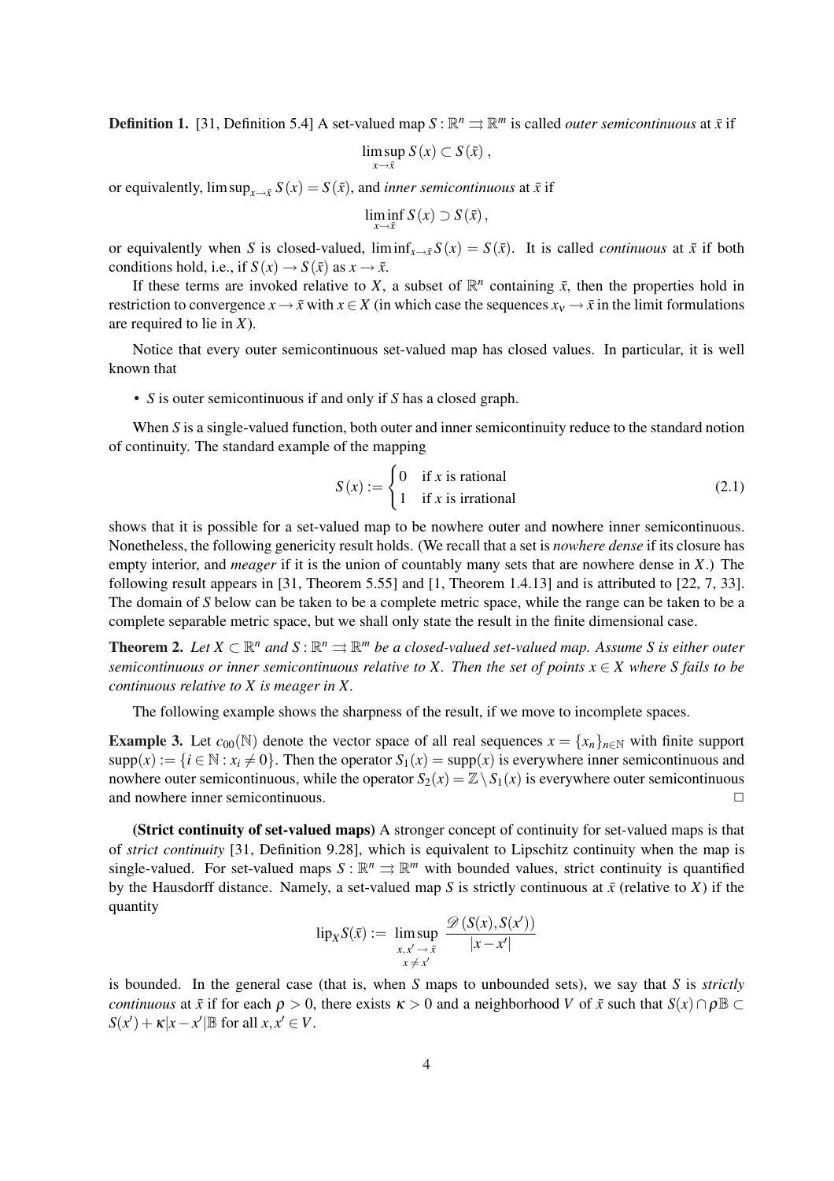**Definition 1.** [31, Definition 5.4] A set-valued map $S : \mathbb{R}^n \rightrightarrows \mathbb{R}^m$ is called *outer semicontinuous* at $\bar{x}$ if

$$\limsup_{x \to \bar{x}} S(x) \subset S(\bar{x}),$$

or equivalently, $\limsup_{x\to\bar{x}} S(x) = S(\bar{x})$, and *inner semicontinuous* at $\bar{x}$ if

$$\liminf_{x \to \bar{x}} S(x) \supset S(\bar{x}),$$

or equivalently when $S$ is closed-valued, $\liminf_{x\to\bar{x}} S(x) = S(\bar{x})$. It is called *continuous* at $\bar{x}$ if both conditions hold, i.e., if $S(x) \to S(\bar{x})$ as $x \to \bar{x}$.

If these terms are invoked relative to $X$, a subset of $\mathbb{R}^n$ containing $\bar{x}$, then the properties hold in restriction to convergence $x \to \bar{x}$ with $x \in X$ (in which case the sequences $x_\nu \to \bar{x}$ in the limit formulations are required to lie in $X$).

Notice that every outer semicontinuous set-valued map has closed values. In particular, it is well known that

- $S$ is outer semicontinuous if and only if $S$ has a closed graph.

When $S$ is a single-valued function, both outer and inner semicontinuity reduce to the standard notion of continuity. The standard example of the mapping

$$S(x) := \begin{cases} 0 & \text{if } x \text{ is rational} \\ 1 & \text{if } x \text{ is irrational} \end{cases} \tag{2.1}$$

shows that it is possible for a set-valued map to be nowhere outer and nowhere inner semicontinuous. Nonetheless, the following genericity result holds. (We recall that a set is *nowhere dense* if its closure has empty interior, and *meager* if it is the union of countably many sets that are nowhere dense in $X$.) The following result appears in [31, Theorem 5.55] and [1, Theorem 1.4.13] and is attributed to [22, 7, 33]. The domain of $S$ below can be taken to be a complete metric space, while the range can be taken to be a complete separable metric space, but we shall only state the result in the finite dimensional case.

**Theorem 2.** *Let $X \subset \mathbb{R}^n$ and $S : \mathbb{R}^n \rightrightarrows \mathbb{R}^m$ be a closed-valued set-valued map. Assume $S$ is either outer semicontinuous or inner semicontinuous relative to $X$. Then the set of points $x \in X$ where $S$ fails to be continuous relative to $X$ is meager in $X$.*

The following example shows the sharpness of the result, if we move to incomplete spaces.

**Example 3.** Let $c_{00}(\mathbb{N})$ denote the vector space of all real sequences $x = \{x_n\}_{n\in\mathbb{N}}$ with finite support $\text{supp}(x) := \{i \in \mathbb{N} : x_i \neq 0\}$. Then the operator $S_1(x) = \text{supp}(x)$ is everywhere inner semicontinuous and nowhere outer semicontinuous, while the operator $S_2(x) = \mathbb{Z} \setminus S_1(x)$ is everywhere outer semicontinuous and nowhere inner semicontinuous. □

**(Strict continuity of set-valued maps)** A stronger concept of continuity for set-valued maps is that of *strict continuity* [31, Definition 9.28], which is equivalent to Lipschitz continuity when the map is single-valued. For set-valued maps $S : \mathbb{R}^n \rightrightarrows \mathbb{R}^m$ with bounded values, strict continuity is quantified by the Hausdorff distance. Namely, a set-valued map $S$ is strictly continuous at $\bar{x}$ (relative to $X$) if the quantity

$$\text{lip}_X S(\bar{x}) := \limsup_{\substack{x,x' \to \bar{x} \\ x \neq x'}} \frac{\mathscr{D}(S(x), S(x'))}{|x - x'|}$$

is bounded. In the general case (that is, when $S$ maps to unbounded sets), we say that $S$ is *strictly continuous* at $\bar{x}$ if for each $\rho > 0$, there exists $\kappa > 0$ and a neighborhood $V$ of $\bar{x}$ such that $S(x) \cap \rho\mathbb{B} \subset S(x') + \kappa|x - x'|\mathbb{B}$ for all $x, x' \in V$.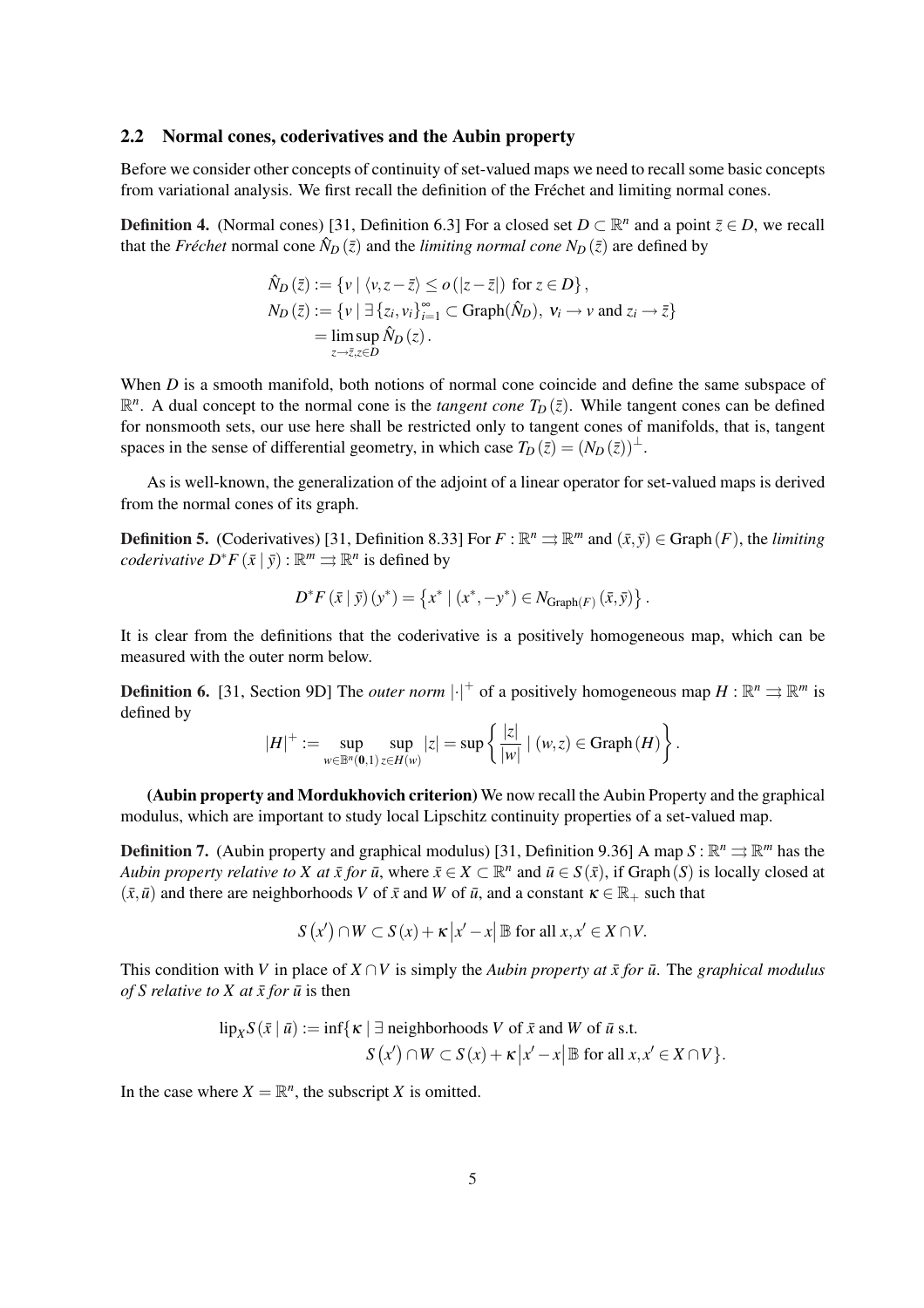## 2.2 Normal cones, coderivatives and the Aubin property

Before we consider other concepts of continuity of set-valued maps we need to recall some basic concepts from variational analysis. We first recall the definition of the Fréchet and limiting normal cones.

**Definition 4.** (Normal cones) [31, Definition 6.3] For a closed set $D \subset \mathbb{R}^n$ and a point $\bar{z} \in D$, we recall that the *Fréchet* normal cone $\hat{N}_D(\bar{z})$ and the *limiting normal cone* $N_D(\bar{z})$ are defined by

$$
\begin{aligned}
\hat{N}_D(\bar{z}) &:= \{v \mid \langle v, z - \bar{z}\rangle \leq o(|z - \bar{z}|) \text{ for } z \in D\},\\
N_D(\bar{z}) &:= \{v \mid \exists \{z_i, v_i\}_{i=1}^{\infty} \subset \operatorname{Graph}(\hat{N}_D),\ v_i \to v \text{ and } z_i \to \bar{z}\}\\
&= \limsup_{z \to \bar{z}, z \in D} \hat{N}_D(z).
\end{aligned}
$$

When $D$ is a smooth manifold, both notions of normal cone coincide and define the same subspace of $\mathbb{R}^n$. A dual concept to the normal cone is the *tangent cone* $T_D(\bar{z})$. While tangent cones can be defined for nonsmooth sets, our use here shall be restricted only to tangent cones of manifolds, that is, tangent spaces in the sense of differential geometry, in which case $T_D(\bar{z}) = (N_D(\bar{z}))^{\perp}$.

As is well-known, the generalization of the adjoint of a linear operator for set-valued maps is derived from the normal cones of its graph.

**Definition 5.** (Coderivatives) [31, Definition 8.33] For $F : \mathbb{R}^n \rightrightarrows \mathbb{R}^m$ and $(\bar{x}, \bar{y}) \in \operatorname{Graph}(F)$, the *limiting coderivative* $D^*F(\bar{x} \mid \bar{y}) : \mathbb{R}^m \rightrightarrows \mathbb{R}^n$ is defined by

$$
D^*F(\bar{x} \mid \bar{y})(y^*) = \left\{x^* \mid (x^*, -y^*) \in N_{\operatorname{Graph}(F)}(\bar{x}, \bar{y})\right\}.
$$

It is clear from the definitions that the coderivative is a positively homogeneous map, which can be measured with the outer norm below.

**Definition 6.** [31, Section 9D] The *outer norm* $|\cdot|^+$ of a positively homogeneous map $H : \mathbb{R}^n \rightrightarrows \mathbb{R}^m$ is defined by

$$
|H|^+ := \sup_{w \in \mathbb{B}^n(\mathbf{0},1)} \sup_{z \in H(w)} |z| = \sup\left\{\frac{|z|}{|w|} \mid (w, z) \in \operatorname{Graph}(H)\right\}.
$$

**(Aubin property and Mordukhovich criterion)** We now recall the Aubin Property and the graphical modulus, which are important to study local Lipschitz continuity properties of a set-valued map.

**Definition 7.** (Aubin property and graphical modulus) [31, Definition 9.36] A map $S : \mathbb{R}^n \rightrightarrows \mathbb{R}^m$ has the *Aubin property relative to $X$ at $\bar{x}$ for $\bar{u}$*, where $\bar{x} \in X \subset \mathbb{R}^n$ and $\bar{u} \in S(\bar{x})$, if $\operatorname{Graph}(S)$ is locally closed at $(\bar{x}, \bar{u})$ and there are neighborhoods $V$ of $\bar{x}$ and $W$ of $\bar{u}$, and a constant $\kappa \in \mathbb{R}_+$ such that

$$
S(x') \cap W \subset S(x) + \kappa |x' - x| \mathbb{B} \text{ for all } x, x' \in X \cap V.
$$

This condition with $V$ in place of $X \cap V$ is simply the *Aubin property at $\bar{x}$ for $\bar{u}$*. The *graphical modulus of $S$ relative to $X$ at $\bar{x}$ for $\bar{u}$* is then

$$
\begin{aligned}
\operatorname{lip}_X S(\bar{x} \mid \bar{u}) := \inf\{\kappa \mid\ & \exists \text{ neighborhoods } V \text{ of } \bar{x} \text{ and } W \text{ of } \bar{u} \text{ s.t.}\\
& S(x') \cap W \subset S(x) + \kappa |x' - x| \mathbb{B} \text{ for all } x, x' \in X \cap V\}.
\end{aligned}
$$

In the case where $X = \mathbb{R}^n$, the subscript $X$ is omitted.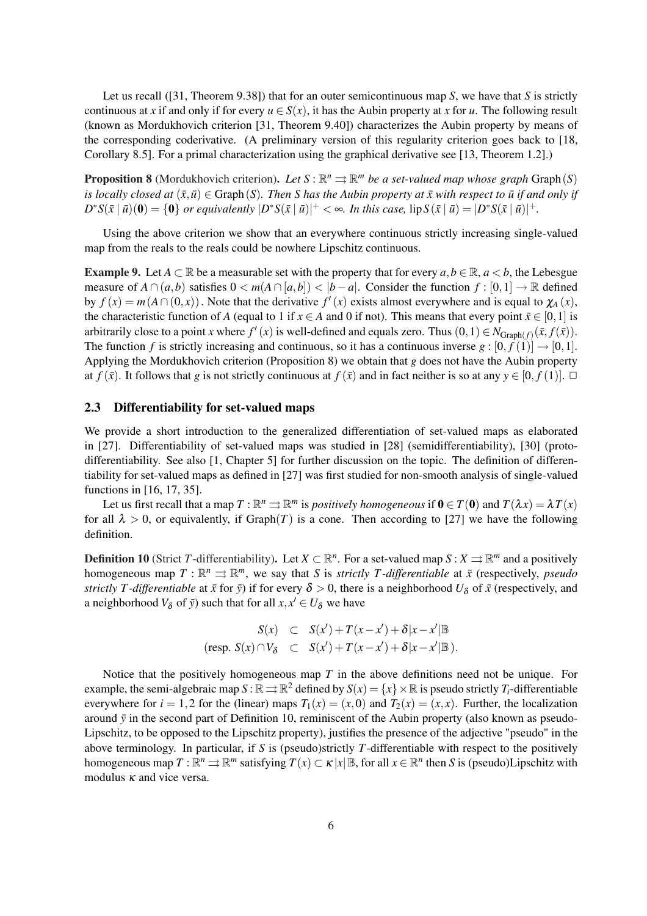Let us recall ([31, Theorem 9.38]) that for an outer semicontinuous map $S$, we have that $S$ is strictly continuous at $x$ if and only if for every $u \in S(x)$, it has the Aubin property at $x$ for $u$. The following result (known as Mordukhovich criterion [31, Theorem 9.40]) characterizes the Aubin property by means of the corresponding coderivative. (A preliminary version of this regularity criterion goes back to [18, Corollary 8.5]. For a primal characterization using the graphical derivative see [13, Theorem 1.2].)

**Proposition 8** (Mordukhovich criterion)**.** *Let $S : \mathbb{R}^n \rightrightarrows \mathbb{R}^m$ be a set-valued map whose graph* Graph $(S)$ *is locally closed at $(\bar{x}, \bar{u}) \in \text{Graph}\,(S)$. Then $S$ has the Aubin property at $\bar{x}$ with respect to $\bar{u}$ if and only if $D^*S(\bar{x} \mid \bar{u})(\mathbf{0}) = \{\mathbf{0}\}$ or equivalently $|D^*S(\bar{x} \mid \bar{u})|^+ < \infty$. In this case,* $\text{lip}\,S(\bar{x} \mid \bar{u}) = |D^*S(\bar{x} \mid \bar{u})|^+$.

Using the above criterion we show that an everywhere continuous strictly increasing single-valued map from the reals to the reals could be nowhere Lipschitz continuous.

**Example 9.** Let $A \subset \mathbb{R}$ be a measurable set with the property that for every $a, b \in \mathbb{R}$, $a < b$, the Lebesgue measure of $A \cap (a,b)$ satisfies $0 < m(A \cap [a,b]) < |b-a|$. Consider the function $f : [0,1] \to \mathbb{R}$ defined by $f(x) = m(A \cap (0,x))$. Note that the derivative $f'(x)$ exists almost everywhere and is equal to $\chi_A(x)$, the characteristic function of $A$ (equal to 1 if $x \in A$ and 0 if not). This means that every point $\bar{x} \in [0,1]$ is arbitrarily close to a point $x$ where $f'(x)$ is well-defined and equals zero. Thus $(0,1) \in N_{\text{Graph}(f)}(\bar{x}, f(\bar{x}))$. The function $f$ is strictly increasing and continuous, so it has a continuous inverse $g : [0, f(1)] \to [0,1]$. Applying the Mordukhovich criterion (Proposition 8) we obtain that $g$ does not have the Aubin property at $f(\bar{x})$. It follows that $g$ is not strictly continuous at $f(\bar{x})$ and in fact neither is so at any $y \in [0, f(1)]$. $\square$

### 2.3 Differentiability for set-valued maps

We provide a short introduction to the generalized differentiation of set-valued maps as elaborated in [27]. Differentiability of set-valued maps was studied in [28] (semidifferentiability), [30] (proto-differentiability. See also [1, Chapter 5] for further discussion on the topic. The definition of differentiability for set-valued maps as defined in [27] was first studied for non-smooth analysis of single-valued functions in [16, 17, 35].

Let us first recall that a map $T : \mathbb{R}^n \rightrightarrows \mathbb{R}^m$ is *positively homogeneous* if $\mathbf{0} \in T(\mathbf{0})$ and $T(\lambda x) = \lambda T(x)$ for all $\lambda > 0$, or equivalently, if Graph$(T)$ is a cone. Then according to [27] we have the following definition.

**Definition 10** (Strict $T$-differentiability)**.** Let $X \subset \mathbb{R}^n$. For a set-valued map $S : X \rightrightarrows \mathbb{R}^m$ and a positively homogeneous map $T : \mathbb{R}^n \rightrightarrows \mathbb{R}^m$, we say that $S$ is *strictly $T$-differentiable* at $\bar{x}$ (respectively, *pseudo strictly $T$-differentiable* at $\bar{x}$ for $\bar{y}$) if for every $\delta > 0$, there is a neighborhood $U_\delta$ of $\bar{x}$ (respectively, and a neighborhood $V_\delta$ of $\bar{y}$) such that for all $x, x' \in U_\delta$ we have

$$
\begin{aligned}
S(x) &\subset S(x') + T(x - x') + \delta|x - x'|\mathbb{B} \\
(\text{resp. } S(x) \cap V_\delta &\subset S(x') + T(x - x') + \delta|x - x'|\mathbb{B}\,).
\end{aligned}
$$

Notice that the positively homogeneous map $T$ in the above definitions need not be unique. For example, the semi-algebraic map $S : \mathbb{R} \rightrightarrows \mathbb{R}^2$ defined by $S(x) = \{x\} \times \mathbb{R}$ is pseudo strictly $T_i$-differentiable everywhere for $i = 1,2$ for the (linear) maps $T_1(x) = (x,0)$ and $T_2(x) = (x,x)$. Further, the localization around $\bar{y}$ in the second part of Definition 10, reminiscent of the Aubin property (also known as pseudo-Lipschitz, to be opposed to the Lipschitz property), justifies the presence of the adjective "pseudo" in the above terminology. In particular, if $S$ is (pseudo)strictly $T$-differentiable with respect to the positively homogeneous map $T : \mathbb{R}^n \rightrightarrows \mathbb{R}^m$ satisfying $T(x) \subset \kappa|x|\mathbb{B}$, for all $x \in \mathbb{R}^n$ then $S$ is (pseudo)Lipschitz with modulus $\kappa$ and vice versa.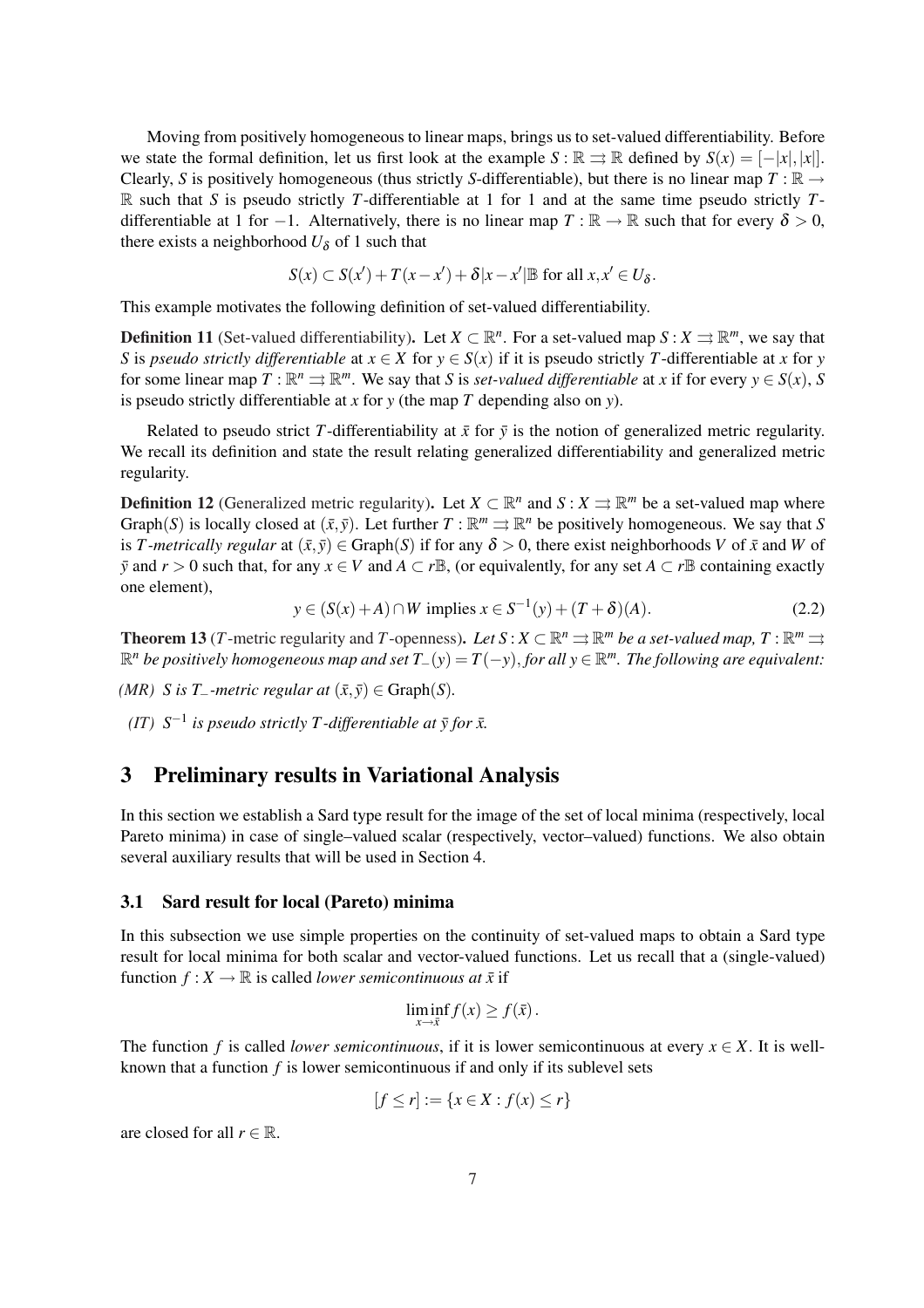Moving from positively homogeneous to linear maps, brings us to set-valued differentiability. Before we state the formal definition, let us first look at the example $S : \mathbb{R} \rightrightarrows \mathbb{R}$ defined by $S(x) = [-|x|, |x|]$. Clearly, $S$ is positively homogeneous (thus strictly $S$-differentiable), but there is no linear map $T : \mathbb{R} \to \mathbb{R}$ such that $S$ is pseudo strictly $T$-differentiable at 1 for 1 and at the same time pseudo strictly $T$-differentiable at 1 for $-1$. Alternatively, there is no linear map $T : \mathbb{R} \to \mathbb{R}$ such that for every $\delta > 0$, there exists a neighborhood $U_\delta$ of 1 such that

$$S(x) \subset S(x') + T(x - x') + \delta|x - x'|\mathbb{B} \text{ for all } x, x' \in U_\delta.$$

This example motivates the following definition of set-valued differentiability.

**Definition 11** (Set-valued differentiability)**.** Let $X \subset \mathbb{R}^n$. For a set-valued map $S : X \rightrightarrows \mathbb{R}^m$, we say that $S$ is *pseudo strictly differentiable* at $x \in X$ for $y \in S(x)$ if it is pseudo strictly $T$-differentiable at $x$ for $y$ for some linear map $T : \mathbb{R}^n \rightrightarrows \mathbb{R}^m$. We say that $S$ is *set-valued differentiable* at $x$ if for every $y \in S(x)$, $S$ is pseudo strictly differentiable at $x$ for $y$ (the map $T$ depending also on $y$).

Related to pseudo strict $T$-differentiability at $\bar{x}$ for $\bar{y}$ is the notion of generalized metric regularity. We recall its definition and state the result relating generalized differentiability and generalized metric regularity.

**Definition 12** (Generalized metric regularity)**.** Let $X \subset \mathbb{R}^n$ and $S : X \rightrightarrows \mathbb{R}^m$ be a set-valued map where $\mathrm{Graph}(S)$ is locally closed at $(\bar{x}, \bar{y})$. Let further $T : \mathbb{R}^m \rightrightarrows \mathbb{R}^n$ be positively homogeneous. We say that $S$ is *$T$-metrically regular* at $(\bar{x}, \bar{y}) \in \mathrm{Graph}(S)$ if for any $\delta > 0$, there exist neighborhoods $V$ of $\bar{x}$ and $W$ of $\bar{y}$ and $r > 0$ such that, for any $x \in V$ and $A \subset r\mathbb{B}$, (or equivalently, for any set $A \subset r\mathbb{B}$ containing exactly one element),

$$y \in (S(x) + A) \cap W \text{ implies } x \in S^{-1}(y) + (T + \delta)(A). \tag{2.2}$$

**Theorem 13** ($T$-metric regularity and $T$-openness)**.** *Let $S : X \subset \mathbb{R}^n \rightrightarrows \mathbb{R}^m$ be a set-valued map, $T : \mathbb{R}^m \rightrightarrows \mathbb{R}^n$ be positively homogeneous map and set $T_-(y) = T(-y)$, for all $y \in \mathbb{R}^m$. The following are equivalent:*

*(MR) $S$ is $T_-$-metric regular at $(\bar{x}, \bar{y}) \in \mathrm{Graph}(S)$.*

*(IT) $S^{-1}$ is pseudo strictly $T$-differentiable at $\bar{y}$ for $\bar{x}$.*

# 3 Preliminary results in Variational Analysis

In this section we establish a Sard type result for the image of the set of local minima (respectively, local Pareto minima) in case of single–valued scalar (respectively, vector–valued) functions. We also obtain several auxiliary results that will be used in Section 4.

## 3.1 Sard result for local (Pareto) minima

In this subsection we use simple properties on the continuity of set-valued maps to obtain a Sard type result for local minima for both scalar and vector-valued functions. Let us recall that a (single-valued) function $f : X \to \mathbb{R}$ is called *lower semicontinuous at $\bar{x}$* if

$$\liminf_{x \to \bar{x}} f(x) \geq f(\bar{x}).$$

The function $f$ is called *lower semicontinuous*, if it is lower semicontinuous at every $x \in X$. It is well-known that a function $f$ is lower semicontinuous if and only if its sublevel sets

$$[f \leq r] := \{x \in X : f(x) \leq r\}$$

are closed for all $r \in \mathbb{R}$.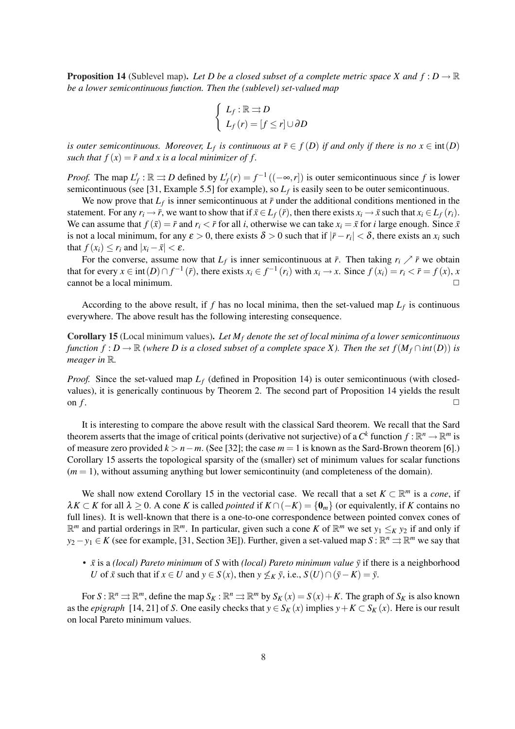**Proposition 14** (Sublevel map)**.** *Let $D$ be a closed subset of a complete metric space $X$ and $f : D \to \mathbb{R}$ be a lower semicontinuous function. Then the (sublevel) set-valued map*

$$\begin{cases} L_f : \mathbb{R} \rightrightarrows D \\ L_f(r) = [f \leq r] \cup \partial D \end{cases}$$

*is outer semicontinuous. Moreover, $L_f$ is continuous at $\bar{r} \in f(D)$ if and only if there is no $x \in \operatorname{int}(D)$ such that $f(x) = \bar{r}$ and $x$ is a local minimizer of $f$.*

*Proof.* The map $L'_f : \mathbb{R} \rightrightarrows D$ defined by $L'_f(r) = f^{-1}((-\infty, r])$ is outer semicontinuous since $f$ is lower semicontinuous (see [31, Example 5.5] for example), so $L_f$ is easily seen to be outer semicontinuous.

We now prove that $L_f$ is inner semicontinuous at $\bar{r}$ under the additional conditions mentioned in the statement. For any $r_i \to \bar{r}$, we want to show that if $\bar{x} \in L_f(\bar{r})$, then there exists $x_i \to \bar{x}$ such that $x_i \in L_f(r_i)$. We can assume that $f(\bar{x}) = \bar{r}$ and $r_i < \bar{r}$ for all $i$, otherwise we can take $x_i = \bar{x}$ for $i$ large enough. Since $\bar{x}$ is not a local minimum, for any $\varepsilon > 0$, there exists $\delta > 0$ such that if $|\bar{r} - r_i| < \delta$, there exists an $x_i$ such that $f(x_i) \leq r_i$ and $|x_i - \bar{x}| < \varepsilon$.

For the converse, assume now that $L_f$ is inner semicontinuous at $\bar{r}$. Then taking $r_i \nearrow \bar{r}$ we obtain that for every $x \in \operatorname{int}(D) \cap f^{-1}(\bar{r})$, there exists $x_i \in f^{-1}(r_i)$ with $x_i \to x$. Since $f(x_i) = r_i < \bar{r} = f(x)$, $x$ cannot be a local minimum. $\square$

According to the above result, if $f$ has no local minima, then the set-valued map $L_f$ is continuous everywhere. The above result has the following interesting consequence.

**Corollary 15** (Local minimum values)**.** *Let $M_f$ denote the set of local minima of a lower semicontinuous function $f : D \to \mathbb{R}$ (where $D$ is a closed subset of a complete space $X$). Then the set $f(M_f \cap int(D))$ is meager in $\mathbb{R}$.*

*Proof.* Since the set-valued map $L_f$ (defined in Proposition 14) is outer semicontinuous (with closed-values), it is generically continuous by Theorem 2. The second part of Proposition 14 yields the result on $f$. $\square$

It is interesting to compare the above result with the classical Sard theorem. We recall that the Sard theorem asserts that the image of critical points (derivative not surjective) of a $C^k$ function $f : \mathbb{R}^n \to \mathbb{R}^m$ is of measure zero provided $k > n - m$. (See [32]; the case $m = 1$ is known as the Sard-Brown theorem [6].) Corollary 15 asserts the topological sparsity of the (smaller) set of minimum values for scalar functions ($m = 1$), without assuming anything but lower semicontinuity (and completeness of the domain).

We shall now extend Corollary 15 in the vectorial case. We recall that a set $K \subset \mathbb{R}^m$ is a *cone*, if $\lambda K \subset K$ for all $\lambda \geq 0$. A cone $K$ is called *pointed* if $K \cap (-K) = \{\mathbf{0}_m\}$ (or equivalently, if $K$ contains no full lines). It is well-known that there is a one-to-one correspondence between pointed convex cones of $\mathbb{R}^m$ and partial orderings in $\mathbb{R}^m$. In particular, given such a cone $K$ of $\mathbb{R}^m$ we set $y_1 \leq_K y_2$ if and only if $y_2 - y_1 \in K$ (see for example, [31, Section 3E]). Further, given a set-valued map $S : \mathbb{R}^n \rightrightarrows \mathbb{R}^m$ we say that

- $\bar{x}$ is a *(local) Pareto minimum* of $S$ with *(local) Pareto minimum value* $\bar{y}$ if there is a neighborhood $U$ of $\bar{x}$ such that if $x \in U$ and $y \in S(x)$, then $y \not\leq_K \bar{y}$, i.e., $S(U) \cap (\bar{y} - K) = \bar{y}$.

For $S : \mathbb{R}^n \rightrightarrows \mathbb{R}^m$, define the map $S_K : \mathbb{R}^n \rightrightarrows \mathbb{R}^m$ by $S_K(x) = S(x) + K$. The graph of $S_K$ is also known as the *epigraph* [14, 21] of $S$. One easily checks that $y \in S_K(x)$ implies $y + K \subset S_K(x)$. Here is our result on local Pareto minimum values.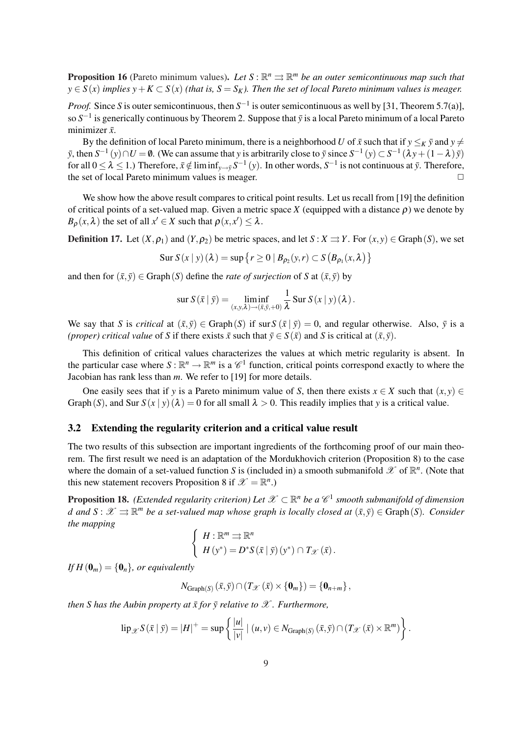**Proposition 16** (Pareto minimum values)**.** *Let $S : \mathbb{R}^n \rightrightarrows \mathbb{R}^m$ be an outer semicontinuous map such that $y \in S(x)$ implies $y + K \subset S(x)$ (that is, $S = S_K$). Then the set of local Pareto minimum values is meager.*

*Proof.* Since $S$ is outer semicontinuous, then $S^{-1}$ is outer semicontinuous as well by [31, Theorem 5.7(a)], so $S^{-1}$ is generically continuous by Theorem 2. Suppose that $\bar{y}$ is a local Pareto minimum of a local Pareto minimizer $\bar{x}$.

By the definition of local Pareto minimum, there is a neighborhood $U$ of $\bar{x}$ such that if $y \leq_K \bar{y}$ and $y \neq \bar{y}$, then $S^{-1}(y) \cap U = \emptyset$. (We can assume that $y$ is arbitrarily close to $\bar{y}$ since $S^{-1}(y) \subset S^{-1}(\lambda y + (1-\lambda)\bar{y})$ for all $0 \leq \lambda \leq 1$.) Therefore, $\bar{x} \notin \liminf_{y \to \bar{y}} S^{-1}(y)$. In other words, $S^{-1}$ is not continuous at $\bar{y}$. Therefore, the set of local Pareto minimum values is meager. $\square$

We show how the above result compares to critical point results. Let us recall from [19] the definition of critical points of a set-valued map. Given a metric space $X$ (equipped with a distance $\rho$) we denote by $B_\rho(x, \lambda)$ the set of all $x' \in X$ such that $\rho(x, x') \leq \lambda$.

**Definition 17.** Let $(X, \rho_1)$ and $(Y, \rho_2)$ be metric spaces, and let $S : X \rightrightarrows Y$. For $(x, y) \in \operatorname{Graph}(S)$, we set

$$\operatorname{Sur} S(x \mid y)(\lambda) = \sup \left\{ r \geq 0 \mid B_{\rho_2}(y, r) \subset S\left(B_{\rho_1}(x, \lambda)\right) \right\}$$

and then for $(\bar{x}, \bar{y}) \in \operatorname{Graph}(S)$ define the *rate of surjection* of $S$ at $(\bar{x}, \bar{y})$ by

$$\operatorname{sur} S(\bar{x} \mid \bar{y}) = \liminf_{(x,y,\lambda) \to (\bar{x}, \bar{y}, +0)} \frac{1}{\lambda} \operatorname{Sur} S(x \mid y)(\lambda).$$

We say that $S$ is *critical* at $(\bar{x}, \bar{y}) \in \operatorname{Graph}(S)$ if $\operatorname{sur} S(\bar{x} \mid \bar{y}) = 0$, and regular otherwise. Also, $\bar{y}$ is a *(proper) critical value* of $S$ if there exists $\bar{x}$ such that $\bar{y} \in S(\bar{x})$ and $S$ is critical at $(\bar{x}, \bar{y})$.

This definition of critical values characterizes the values at which metric regularity is absent. In the particular case where $S : \mathbb{R}^n \to \mathbb{R}^m$ is a $\mathscr{C}^1$ function, critical points correspond exactly to where the Jacobian has rank less than $m$. We refer to [19] for more details.

One easily sees that if $y$ is a Pareto minimum value of $S$, then there exists $x \in X$ such that $(x, y) \in \operatorname{Graph}(S)$, and $\operatorname{Sur} S(x \mid y)(\lambda) = 0$ for all small $\lambda > 0$. This readily implies that $y$ is a critical value.

### 3.2 Extending the regularity criterion and a critical value result

The two results of this subsection are important ingredients of the forthcoming proof of our main theorem. The first result we need is an adaptation of the Mordukhovich criterion (Proposition 8) to the case where the domain of a set-valued function $S$ is (included in) a smooth submanifold $\mathscr{X}$ of $\mathbb{R}^n$. (Note that this new statement recovers Proposition 8 if $\mathscr{X} = \mathbb{R}^n$.)

**Proposition 18.** *(Extended regularity criterion) Let $\mathscr{X} \subset \mathbb{R}^n$ be a $\mathscr{C}^1$ smooth submanifold of dimension $d$ and $S : \mathscr{X} \rightrightarrows \mathbb{R}^m$ be a set-valued map whose graph is locally closed at $(\bar{x}, \bar{y}) \in \operatorname{Graph}(S)$. Consider the mapping*

$$\begin{cases} H : \mathbb{R}^m \rightrightarrows \mathbb{R}^n \\ H(y^*) = D^*S(\bar{x} \mid \bar{y})(y^*) \cap T_{\mathscr{X}}(\bar{x}). \end{cases}$$

*If $H(\mathbf{0}_m) = \{\mathbf{0}_n\}$, or equivalently*

$$N_{\operatorname{Graph}(S)}(\bar{x}, \bar{y}) \cap (T_{\mathscr{X}}(\bar{x}) \times \{\mathbf{0}_m\}) = \{\mathbf{0}_{n+m}\},$$

*then $S$ has the Aubin property at $\bar{x}$ for $\bar{y}$ relative to $\mathscr{X}$. Furthermore,*

$$\operatorname{lip}_{\mathscr{X}} S(\bar{x} \mid \bar{y}) = |H|^+ = \sup \left\{ \frac{|u|}{|v|} \mid (u, v) \in N_{\operatorname{Graph}(S)}(\bar{x}, \bar{y}) \cap (T_{\mathscr{X}}(\bar{x}) \times \mathbb{R}^m) \right\}.$$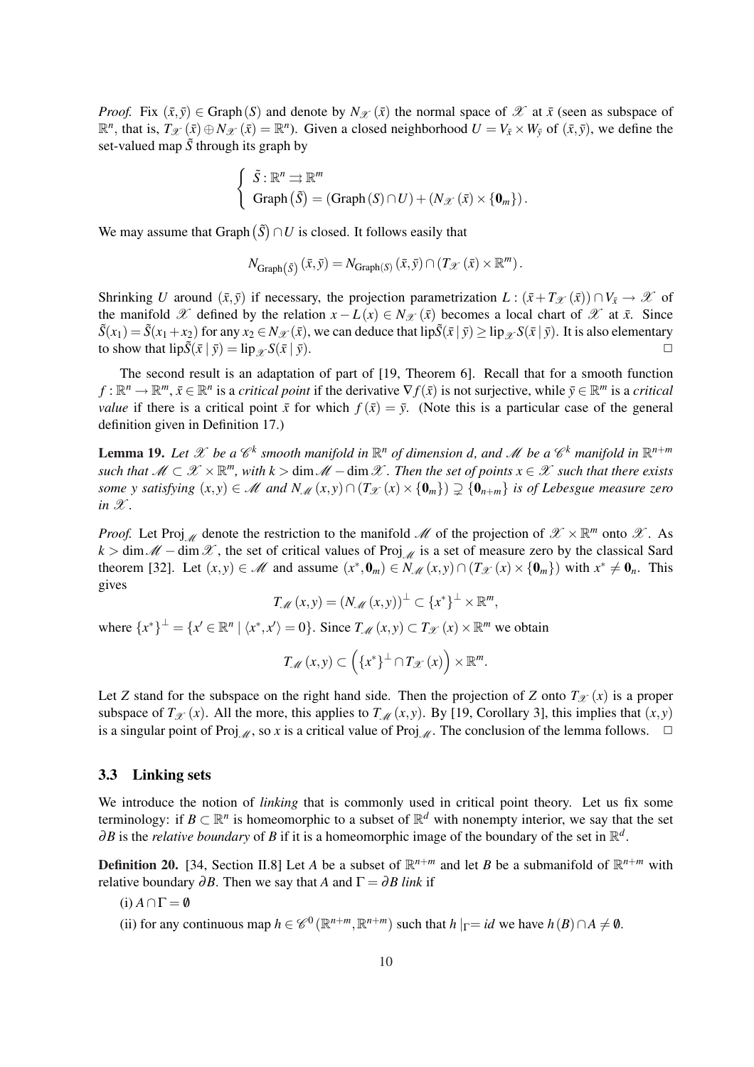*Proof.* Fix $(\bar{x},\bar{y}) \in \text{Graph}(S)$ and denote by $N_{\mathscr{X}}(\bar{x})$ the normal space of $\mathscr{X}$ at $\bar{x}$ (seen as subspace of $\mathbb{R}^n$, that is, $T_{\mathscr{X}}(\bar{x}) \oplus N_{\mathscr{X}}(\bar{x}) = \mathbb{R}^n$). Given a closed neighborhood $U = V_{\bar{x}} \times W_{\bar{y}}$ of $(\bar{x},\bar{y})$, we define the set-valued map $\tilde{S}$ through its graph by

$$\begin{cases} \tilde{S} : \mathbb{R}^n \rightrightarrows \mathbb{R}^m \\ \text{Graph}\left(\tilde{S}\right) = \left(\text{Graph}(S) \cap U\right) + \left(N_{\mathscr{X}}(\bar{x}) \times \{\mathbf{0}_m\}\right). \end{cases}$$

We may assume that $\text{Graph}\left(\tilde{S}\right) \cap U$ is closed. It follows easily that

$$N_{\text{Graph}\left(\tilde{S}\right)}(\bar{x},\bar{y}) = N_{\text{Graph}(S)}(\bar{x},\bar{y}) \cap \left(T_{\mathscr{X}}(\bar{x}) \times \mathbb{R}^m\right).$$

Shrinking $U$ around $(\bar{x},\bar{y})$ if necessary, the projection parametrization $L : (\bar{x} + T_{\mathscr{X}}(\bar{x})) \cap V_{\bar{x}} \to \mathscr{X}$ of the manifold $\mathscr{X}$ defined by the relation $x - L(x) \in N_{\mathscr{X}}(\bar{x})$ becomes a local chart of $\mathscr{X}$ at $\bar{x}$. Since $\tilde{S}(x_1) = \tilde{S}(x_1 + x_2)$ for any $x_2 \in N_{\mathscr{X}}(\bar{x})$, we can deduce that $\text{lip}\tilde{S}(\bar{x} \mid \bar{y}) \geq \text{lip}_{\mathscr{X}} S(\bar{x} \mid \bar{y})$. It is also elementary to show that $\text{lip}\tilde{S}(\bar{x} \mid \bar{y}) = \text{lip}_{\mathscr{X}} S(\bar{x} \mid \bar{y})$. $\square$

The second result is an adaptation of part of [19, Theorem 6]. Recall that for a smooth function $f : \mathbb{R}^n \to \mathbb{R}^m$, $\bar{x} \in \mathbb{R}^n$ is a *critical point* if the derivative $\nabla f(\bar{x})$ is not surjective, while $\bar{y} \in \mathbb{R}^m$ is a *critical value* if there is a critical point $\bar{x}$ for which $f(\bar{x}) = \bar{y}$. (Note this is a particular case of the general definition given in Definition 17.)

**Lemma 19.** *Let $\mathscr{X}$ be a $\mathscr{C}^k$ smooth manifold in $\mathbb{R}^n$ of dimension $d$, and $\mathscr{M}$ be a $\mathscr{C}^k$ manifold in $\mathbb{R}^{n+m}$ such that $\mathscr{M} \subset \mathscr{X} \times \mathbb{R}^m$, with $k > \dim \mathscr{M} - \dim \mathscr{X}$. Then the set of points $x \in \mathscr{X}$ such that there exists some $y$ satisfying $(x,y) \in \mathscr{M}$ and $N_{\mathscr{M}}(x,y) \cap (T_{\mathscr{X}}(x) \times \{\mathbf{0}_m\}) \supsetneq \{\mathbf{0}_{n+m}\}$ is of Lebesgue measure zero in $\mathscr{X}$.*

*Proof.* Let $\text{Proj}_{\mathscr{M}}$ denote the restriction to the manifold $\mathscr{M}$ of the projection of $\mathscr{X} \times \mathbb{R}^m$ onto $\mathscr{X}$. As $k > \dim \mathscr{M} - \dim \mathscr{X}$, the set of critical values of $\text{Proj}_{\mathscr{M}}$ is a set of measure zero by the classical Sard theorem [32]. Let $(x,y) \in \mathscr{M}$ and assume $(x^*, \mathbf{0}_m) \in N_{\mathscr{M}}(x,y) \cap (T_{\mathscr{X}}(x) \times \{\mathbf{0}_m\})$ with $x^* \neq \mathbf{0}_n$. This gives

$$T_{\mathscr{M}}(x,y) = \left(N_{\mathscr{M}}(x,y)\right)^{\perp} \subset \{x^*\}^{\perp} \times \mathbb{R}^m,$$

where $\{x^*\}^{\perp} = \{x' \in \mathbb{R}^n \mid \langle x^*, x' \rangle = 0\}$. Since $T_{\mathscr{M}}(x,y) \subset T_{\mathscr{X}}(x) \times \mathbb{R}^m$ we obtain

$$T_{\mathscr{M}}(x,y) \subset \left(\{x^*\}^{\perp} \cap T_{\mathscr{X}}(x)\right) \times \mathbb{R}^m.$$

Let $Z$ stand for the subspace on the right hand side. Then the projection of $Z$ onto $T_{\mathscr{X}}(x)$ is a proper subspace of $T_{\mathscr{X}}(x)$. All the more, this applies to $T_{\mathscr{M}}(x,y)$. By [19, Corollary 3], this implies that $(x,y)$ is a singular point of $\text{Proj}_{\mathscr{M}}$, so $x$ is a critical value of $\text{Proj}_{\mathscr{M}}$. The conclusion of the lemma follows. $\square$

### 3.3 Linking sets

We introduce the notion of *linking* that is commonly used in critical point theory. Let us fix some terminology: if $B \subset \mathbb{R}^n$ is homeomorphic to a subset of $\mathbb{R}^d$ with nonempty interior, we say that the set $\partial B$ is the *relative boundary* of $B$ if it is a homeomorphic image of the boundary of the set in $\mathbb{R}^d$.

**Definition 20.** [34, Section II.8] Let $A$ be a subset of $\mathbb{R}^{n+m}$ and let $B$ be a submanifold of $\mathbb{R}^{n+m}$ with relative boundary $\partial B$. Then we say that $A$ and $\Gamma = \partial B$ *link* if

(i) $A \cap \Gamma = \emptyset$

(ii) for any continuous map $h \in \mathscr{C}^0(\mathbb{R}^{n+m}, \mathbb{R}^{n+m})$ such that $h\,|_{\Gamma} = id$ we have $h(B) \cap A \neq \emptyset$.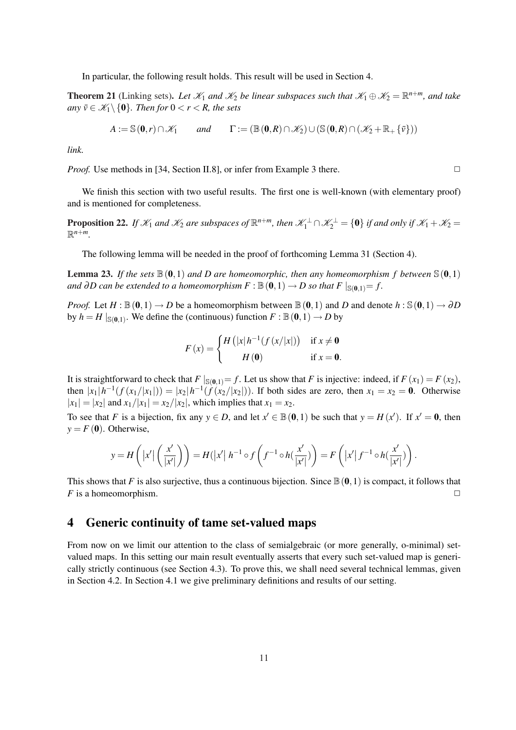In particular, the following result holds. This result will be used in Section 4.

**Theorem 21** (Linking sets)**.** *Let $\mathscr{K}_1$ and $\mathscr{K}_2$ be linear subspaces such that $\mathscr{K}_1 \oplus \mathscr{K}_2 = \mathbb{R}^{n+m}$, and take any $\bar{v} \in \mathscr{K}_1 \setminus \{\mathbf{0}\}$. Then for $0 < r < R$, the sets*

$$A := \mathbb{S}(\mathbf{0}, r) \cap \mathscr{K}_1 \qquad \text{and} \qquad \Gamma := (\mathbb{B}(\mathbf{0}, R) \cap \mathscr{K}_2) \cup (\mathbb{S}(\mathbf{0}, R) \cap (\mathscr{K}_2 + \mathbb{R}_+\{\bar{v}\}))$$

*link.*

*Proof.* Use methods in [34, Section II.8], or infer from Example 3 there. □

We finish this section with two useful results. The first one is well-known (with elementary proof) and is mentioned for completeness.

**Proposition 22.** *If $\mathscr{K}_1$ and $\mathscr{K}_2$ are subspaces of $\mathbb{R}^{n+m}$, then $\mathscr{K}_1^{\perp} \cap \mathscr{K}_2^{\perp} = \{\mathbf{0}\}$ if and only if $\mathscr{K}_1 + \mathscr{K}_2 = \mathbb{R}^{n+m}$.*

The following lemma will be needed in the proof of forthcoming Lemma 31 (Section 4).

**Lemma 23.** *If the sets $\mathbb{B}(\mathbf{0}, 1)$ and $D$ are homeomorphic, then any homeomorphism $f$ between $\mathbb{S}(\mathbf{0}, 1)$ and $\partial D$ can be extended to a homeomorphism $F : \mathbb{B}(\mathbf{0}, 1) \to D$ so that $F|_{\mathbb{S}(\mathbf{0},1)} = f$.*

*Proof.* Let $H : \mathbb{B}(\mathbf{0}, 1) \to D$ be a homeomorphism between $\mathbb{B}(\mathbf{0}, 1)$ and $D$ and denote $h : \mathbb{S}(\mathbf{0}, 1) \to \partial D$ by $h = H|_{\mathbb{S}(\mathbf{0},1)}$. We define the (continuous) function $F : \mathbb{B}(\mathbf{0}, 1) \to D$ by

$$F(x) = \begin{cases} H\left(|x| h^{-1}(f(x/|x|)\right) & \text{if } x \neq \mathbf{0} \\ \quad H(\mathbf{0}) & \text{if } x = \mathbf{0}. \end{cases}$$

It is straightforward to check that $F|_{\mathbb{S}(\mathbf{0},1)} = f$. Let us show that $F$ is injective: indeed, if $F(x_1) = F(x_2)$, then $|x_1| h^{-1}(f(x_1/|x_1|)) = |x_2| h^{-1}(f(x_2/|x_2|))$. If both sides are zero, then $x_1 = x_2 = \mathbf{0}$. Otherwise $|x_1| = |x_2|$ and $x_1/|x_1| = x_2/|x_2|$, which implies that $x_1 = x_2$.

To see that $F$ is a bijection, fix any $y \in D$, and let $x' \in \mathbb{B}(\mathbf{0}, 1)$ be such that $y = H(x')$. If $x' = \mathbf{0}$, then $y = F(\mathbf{0})$. Otherwise,

$$y = H\left(|x'|\left(\frac{x'}{|x'|}\right)\right) = H(|x'|\, h^{-1} \circ f\left(f^{-1} \circ h(\frac{x'}{|x'|})\right) = F\left(|x'|\, f^{-1} \circ h(\frac{x'}{|x'|})\right).$$

This shows that $F$ is also surjective, thus a continuous bijection. Since $\mathbb{B}(\mathbf{0}, 1)$ is compact, it follows that $F$ is a homeomorphism. □

## 4 Generic continuity of tame set-valued maps

From now on we limit our attention to the class of semialgebraic (or more generally, o-minimal) set-valued maps. In this setting our main result eventually asserts that every such set-valued map is generically strictly continuous (see Section 4.3). To prove this, we shall need several technical lemmas, given in Section 4.2. In Section 4.1 we give preliminary definitions and results of our setting.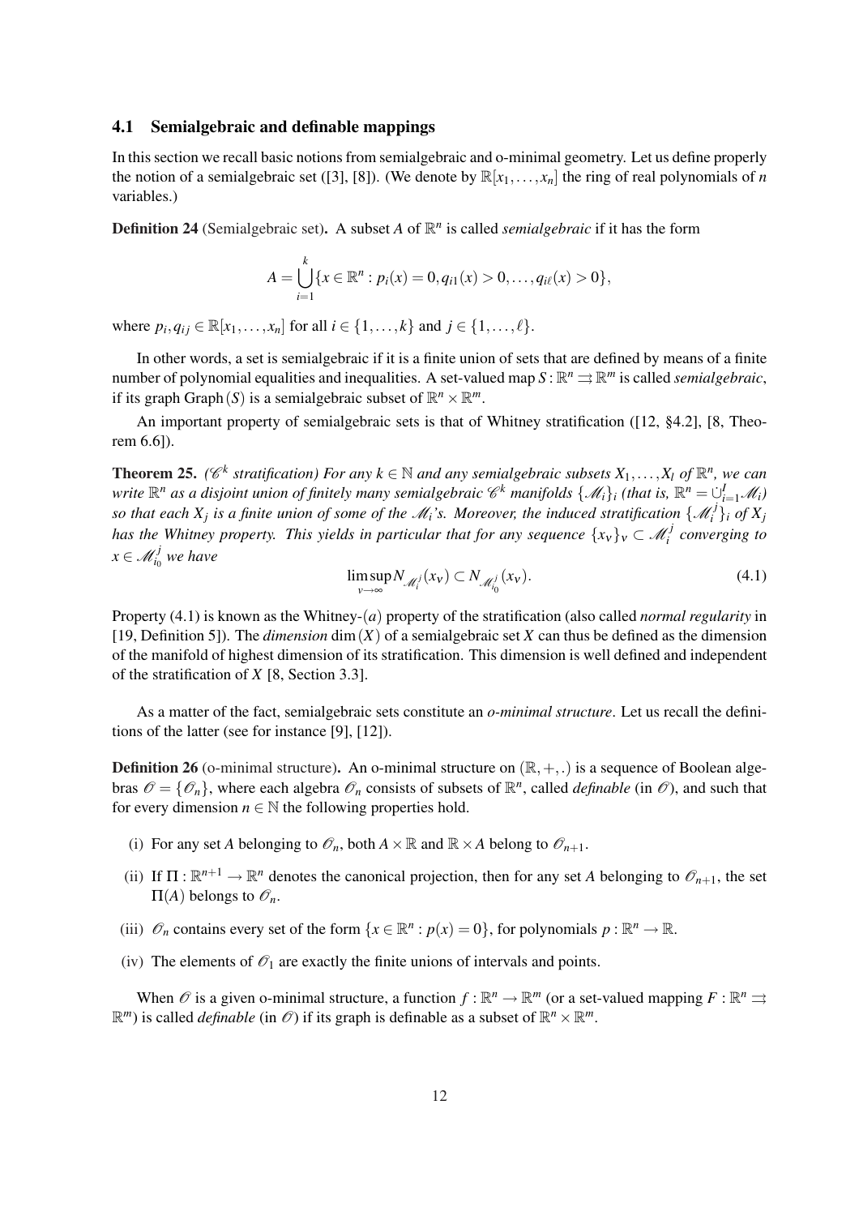### 4.1 Semialgebraic and definable mappings

In this section we recall basic notions from semialgebraic and o-minimal geometry. Let us define properly the notion of a semialgebraic set ([3], [8]). (We denote by $\mathbb{R}[x_1,\ldots,x_n]$ the ring of real polynomials of $n$ variables.)

**Definition 24** (Semialgebraic set)**.** A subset $A$ of $\mathbb{R}^n$ is called *semialgebraic* if it has the form

$$A = \bigcup_{i=1}^{k} \{x \in \mathbb{R}^n : p_i(x) = 0, q_{i1}(x) > 0, \ldots, q_{i\ell}(x) > 0\},$$

where $p_i, q_{ij} \in \mathbb{R}[x_1,\ldots,x_n]$ for all $i \in \{1,\ldots,k\}$ and $j \in \{1,\ldots,\ell\}$.

In other words, a set is semialgebraic if it is a finite union of sets that are defined by means of a finite number of polynomial equalities and inequalities. A set-valued map $S : \mathbb{R}^n \rightrightarrows \mathbb{R}^m$ is called *semialgebraic*, if its graph $\operatorname{Graph}(S)$ is a semialgebraic subset of $\mathbb{R}^n \times \mathbb{R}^m$.

An important property of semialgebraic sets is that of Whitney stratification ([12, §4.2], [8, Theorem 6.6]).

**Theorem 25.** *($\mathscr{C}^k$ stratification) For any $k \in \mathbb{N}$ and any semialgebraic subsets $X_1,\ldots,X_l$ of $\mathbb{R}^n$, we can write $\mathbb{R}^n$ as a disjoint union of finitely many semialgebraic $\mathscr{C}^k$ manifolds $\{\mathscr{M}_i\}_i$ (that is, $\mathbb{R}^n = \cup_{i=1}^{l} \mathscr{M}_i$) so that each $X_j$ is a finite union of some of the $\mathscr{M}_i$'s. Moreover, the induced stratification $\{\mathscr{M}_i^j\}_i$ of $X_j$ has the Whitney property. This yields in particular that for any sequence $\{x_\nu\}_\nu \subset \mathscr{M}_i^j$ converging to $x \in \mathscr{M}_{i_0}^j$ we have*

$$\limsup_{\nu \to \infty} N_{\mathscr{M}_i^j}(x_\nu) \subset N_{\mathscr{M}_{i_0}^j}(x_\nu). \tag{4.1}$$

Property (4.1) is known as the Whitney-$(a)$ property of the stratification (also called *normal regularity* in [19, Definition 5]). The *dimension* $\dim(X)$ of a semialgebraic set $X$ can thus be defined as the dimension of the manifold of highest dimension of its stratification. This dimension is well defined and independent of the stratification of $X$ [8, Section 3.3].

As a matter of the fact, semialgebraic sets constitute an *o-minimal structure*. Let us recall the definitions of the latter (see for instance [9], [12]).

**Definition 26** (o-minimal structure)**.** An o-minimal structure on $(\mathbb{R},+,.)$ is a sequence of Boolean algebras $\mathscr{O} = \{\mathscr{O}_n\}$, where each algebra $\mathscr{O}_n$ consists of subsets of $\mathbb{R}^n$, called *definable* (in $\mathscr{O}$), and such that for every dimension $n \in \mathbb{N}$ the following properties hold.

(i) For any set $A$ belonging to $\mathscr{O}_n$, both $A \times \mathbb{R}$ and $\mathbb{R} \times A$ belong to $\mathscr{O}_{n+1}$.

(ii) If $\Pi : \mathbb{R}^{n+1} \to \mathbb{R}^n$ denotes the canonical projection, then for any set $A$ belonging to $\mathscr{O}_{n+1}$, the set $\Pi(A)$ belongs to $\mathscr{O}_n$.

(iii) $\mathscr{O}_n$ contains every set of the form $\{x \in \mathbb{R}^n : p(x) = 0\}$, for polynomials $p : \mathbb{R}^n \to \mathbb{R}$.

(iv) The elements of $\mathscr{O}_1$ are exactly the finite unions of intervals and points.

When $\mathscr{O}$ is a given o-minimal structure, a function $f : \mathbb{R}^n \to \mathbb{R}^m$ (or a set-valued mapping $F : \mathbb{R}^n \rightrightarrows \mathbb{R}^m$) is called *definable* (in $\mathscr{O}$) if its graph is definable as a subset of $\mathbb{R}^n \times \mathbb{R}^m$.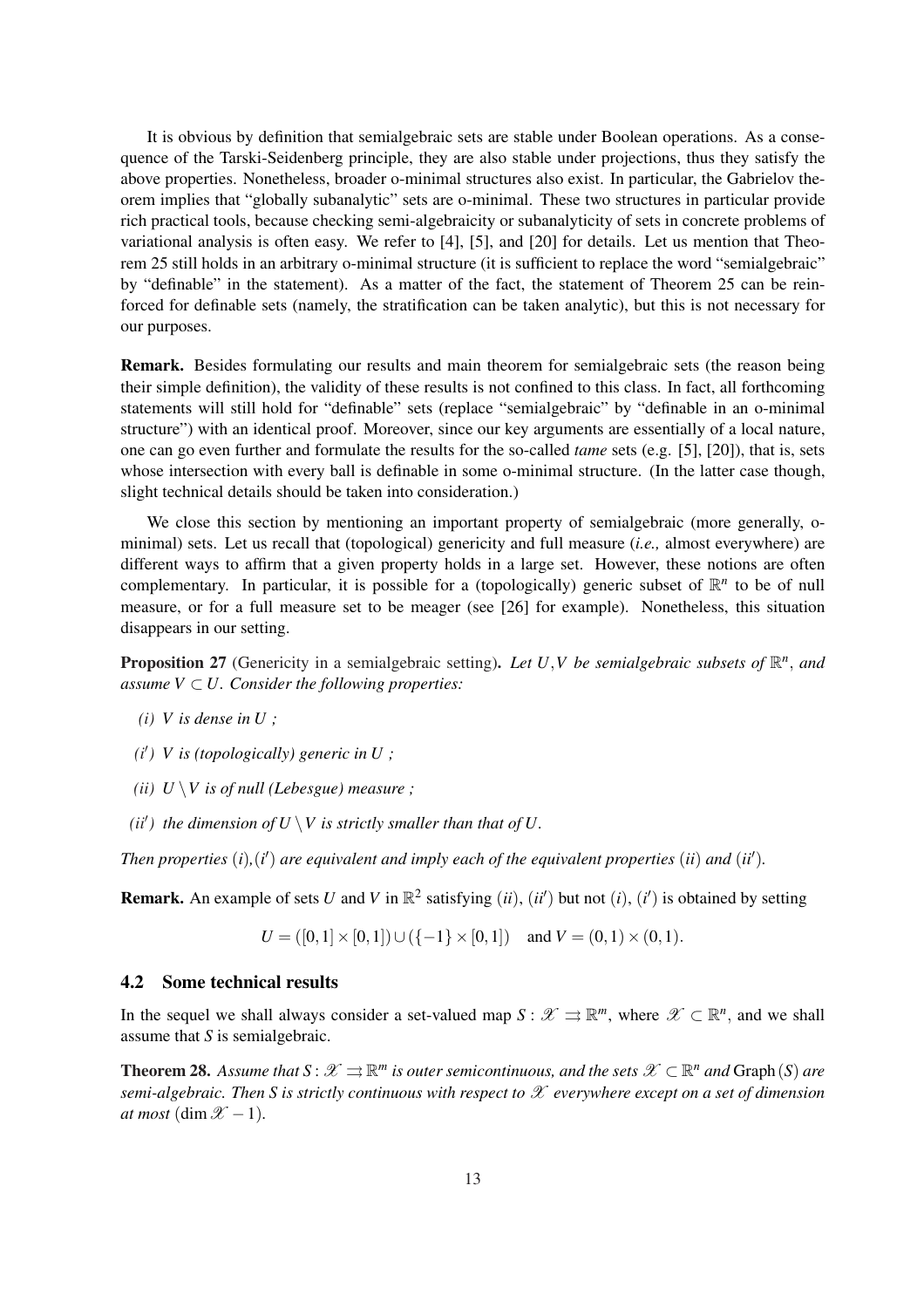It is obvious by definition that semialgebraic sets are stable under Boolean operations. As a consequence of the Tarski-Seidenberg principle, they are also stable under projections, thus they satisfy the above properties. Nonetheless, broader o-minimal structures also exist. In particular, the Gabrielov theorem implies that "globally subanalytic" sets are o-minimal. These two structures in particular provide rich practical tools, because checking semi-algebraicity or subanalyticity of sets in concrete problems of variational analysis is often easy. We refer to [4], [5], and [20] for details. Let us mention that Theorem 25 still holds in an arbitrary o-minimal structure (it is sufficient to replace the word "semialgebraic" by "definable" in the statement). As a matter of the fact, the statement of Theorem 25 can be reinforced for definable sets (namely, the stratification can be taken analytic), but this is not necessary for our purposes.

**Remark.** Besides formulating our results and main theorem for semialgebraic sets (the reason being their simple definition), the validity of these results is not confined to this class. In fact, all forthcoming statements will still hold for "definable" sets (replace "semialgebraic" by "definable in an o-minimal structure") with an identical proof. Moreover, since our key arguments are essentially of a local nature, one can go even further and formulate the results for the so-called *tame* sets (e.g. [5], [20]), that is, sets whose intersection with every ball is definable in some o-minimal structure. (In the latter case though, slight technical details should be taken into consideration.)

We close this section by mentioning an important property of semialgebraic (more generally, o-minimal) sets. Let us recall that (topological) genericity and full measure (*i.e.,* almost everywhere) are different ways to affirm that a given property holds in a large set. However, these notions are often complementary. In particular, it is possible for a (topologically) generic subset of $\mathbb{R}^n$ to be of null measure, or for a full measure set to be meager (see [26] for example). Nonetheless, this situation disappears in our setting.

**Proposition 27** (Genericity in a semialgebraic setting)**.** *Let $U,V$ be semialgebraic subsets of $\mathbb{R}^n$, and assume $V \subset U$. Consider the following properties:*

- *(i) $V$ is dense in $U$ ;*
- *(i′) $V$ is (topologically) generic in $U$ ;*
- *(ii) $U \setminus V$ is of null (Lebesgue) measure ;*
- *(ii′) the dimension of $U \setminus V$ is strictly smaller than that of $U$.*

*Then properties $(i)$,$(i')$ are equivalent and imply each of the equivalent properties $(ii)$ and $(ii')$.*

**Remark.** An example of sets $U$ and $V$ in $\mathbb{R}^2$ satisfying $(ii)$, $(ii')$ but not $(i)$, $(i')$ is obtained by setting

$$U = ([0,1]\times[0,1]) \cup (\{-1\}\times[0,1]) \quad \text{and } V = (0,1)\times(0,1).$$

### 4.2 Some technical results

In the sequel we shall always consider a set-valued map $S : \mathscr{X} \rightrightarrows \mathbb{R}^m$, where $\mathscr{X} \subset \mathbb{R}^n$, and we shall assume that $S$ is semialgebraic.

**Theorem 28.** *Assume that $S : \mathscr{X} \rightrightarrows \mathbb{R}^m$ is outer semicontinuous, and the sets $\mathscr{X} \subset \mathbb{R}^n$ and $\operatorname{Graph}(S)$ are semi-algebraic. Then $S$ is strictly continuous with respect to $\mathscr{X}$ everywhere except on a set of dimension at most $(\dim \mathscr{X} - 1)$.*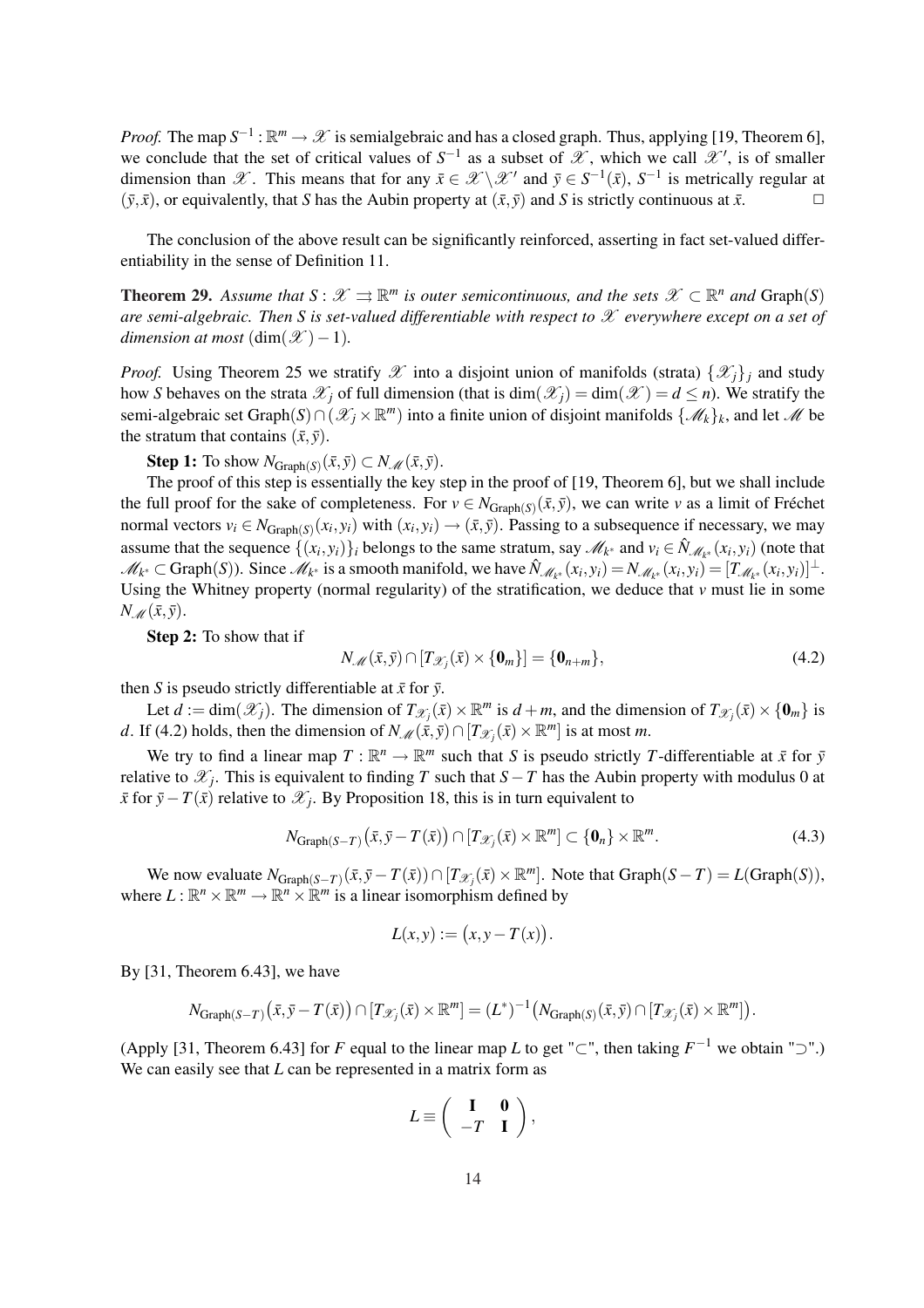*Proof.* The map $S^{-1} : \mathbb{R}^m \to \mathscr{X}$ is semialgebraic and has a closed graph. Thus, applying [19, Theorem 6], we conclude that the set of critical values of $S^{-1}$ as a subset of $\mathscr{X}$, which we call $\mathscr{X}'$, is of smaller dimension than $\mathscr{X}$. This means that for any $\bar{x} \in \mathscr{X} \setminus \mathscr{X}'$ and $\bar{y} \in S^{-1}(\bar{x})$, $S^{-1}$ is metrically regular at $(\bar{y}, \bar{x})$, or equivalently, that $S$ has the Aubin property at $(\bar{x}, \bar{y})$ and $S$ is strictly continuous at $\bar{x}$. $\square$

The conclusion of the above result can be significantly reinforced, asserting in fact set-valued differentiability in the sense of Definition 11.

**Theorem 29.** *Assume that $S : \mathscr{X} \rightrightarrows \mathbb{R}^m$ is outer semicontinuous, and the sets $\mathscr{X} \subset \mathbb{R}^n$ and* Graph$(S)$ *are semi-algebraic. Then $S$ is set-valued differentiable with respect to $\mathscr{X}$ everywhere except on a set of dimension at most $(\dim(\mathscr{X}) - 1)$.*

*Proof.* Using Theorem 25 we stratify $\mathscr{X}$ into a disjoint union of manifolds (strata) $\{\mathscr{X}_j\}_j$ and study how $S$ behaves on the strata $\mathscr{X}_j$ of full dimension (that is $\dim(\mathscr{X}_j) = \dim(\mathscr{X}) = d \leq n$). We stratify the semi-algebraic set $\text{Graph}(S) \cap (\mathscr{X}_j \times \mathbb{R}^m)$ into a finite union of disjoint manifolds $\{\mathscr{M}_k\}_k$, and let $\mathscr{M}$ be the stratum that contains $(\bar{x}, \bar{y})$.

**Step 1:** To show $N_{\text{Graph}(S)}(\bar{x}, \bar{y}) \subset N_{\mathscr{M}}(\bar{x}, \bar{y})$.

The proof of this step is essentially the key step in the proof of [19, Theorem 6], but we shall include the full proof for the sake of completeness. For $v \in N_{\text{Graph}(S)}(\bar{x}, \bar{y})$, we can write $v$ as a limit of Fréchet normal vectors $v_i \in N_{\text{Graph}(S)}(x_i, y_i)$ with $(x_i, y_i) \to (\bar{x}, \bar{y})$. Passing to a subsequence if necessary, we may assume that the sequence $\{(x_i, y_i)\}_i$ belongs to the same stratum, say $\mathscr{M}_{k^*}$ and $v_i \in \hat{N}_{\mathscr{M}_{k^*}}(x_i, y_i)$ (note that $\mathscr{M}_{k^*} \subset \text{Graph}(S)$). Since $\mathscr{M}_{k^*}$ is a smooth manifold, we have $\hat{N}_{\mathscr{M}_{k^*}}(x_i, y_i) = N_{\mathscr{M}_{k^*}}(x_i, y_i) = [T_{\mathscr{M}_{k^*}}(x_i, y_i)]^\perp$. Using the Whitney property (normal regularity) of the stratification, we deduce that $v$ must lie in some $N_{\mathscr{M}}(\bar{x}, \bar{y})$.

**Step 2:** To show that if

$$N_{\mathscr{M}}(\bar{x}, \bar{y}) \cap [T_{\mathscr{X}_j}(\bar{x}) \times \{\mathbf{0}_m\}] = \{\mathbf{0}_{n+m}\}, \tag{4.2}$$

then $S$ is pseudo strictly differentiable at $\bar{x}$ for $\bar{y}$.

Let $d := \dim(\mathscr{X}_j)$. The dimension of $T_{\mathscr{X}_j}(\bar{x}) \times \mathbb{R}^m$ is $d + m$, and the dimension of $T_{\mathscr{X}_j}(\bar{x}) \times \{\mathbf{0}_m\}$ is $d$. If (4.2) holds, then the dimension of $N_{\mathscr{M}}(\bar{x}, \bar{y}) \cap [T_{\mathscr{X}_j}(\bar{x}) \times \mathbb{R}^m]$ is at most $m$.

We try to find a linear map $T : \mathbb{R}^n \to \mathbb{R}^m$ such that $S$ is pseudo strictly $T$-differentiable at $\bar{x}$ for $\bar{y}$ relative to $\mathscr{X}_j$. This is equivalent to finding $T$ such that $S - T$ has the Aubin property with modulus 0 at $\bar{x}$ for $\bar{y} - T(\bar{x})$ relative to $\mathscr{X}_j$. By Proposition 18, this is in turn equivalent to

$$N_{\text{Graph}(S-T)}\big(\bar{x}, \bar{y} - T(\bar{x})\big) \cap [T_{\mathscr{X}_j}(\bar{x}) \times \mathbb{R}^m] \subset \{\mathbf{0}_n\} \times \mathbb{R}^m. \tag{4.3}$$

We now evaluate $N_{\text{Graph}(S-T)}(\bar{x}, \bar{y} - T(\bar{x})) \cap [T_{\mathscr{X}_j}(\bar{x}) \times \mathbb{R}^m]$. Note that $\text{Graph}(S - T) = L(\text{Graph}(S))$, where $L : \mathbb{R}^n \times \mathbb{R}^m \to \mathbb{R}^n \times \mathbb{R}^m$ is a linear isomorphism defined by

$$L(x, y) := \big(x, y - T(x)\big).$$

By [31, Theorem 6.43], we have

$$N_{\text{Graph}(S-T)}\big(\bar{x}, \bar{y} - T(\bar{x})\big) \cap [T_{\mathscr{X}_j}(\bar{x}) \times \mathbb{R}^m] = (L^*)^{-1}\big(N_{\text{Graph}(S)}(\bar{x}, \bar{y}) \cap [T_{\mathscr{X}_j}(\bar{x}) \times \mathbb{R}^m]\big).$$

(Apply [31, Theorem 6.43] for $F$ equal to the linear map $L$ to get "$\subset$", then taking $F^{-1}$ we obtain "$\supset$".) We can easily see that $L$ can be represented in a matrix form as

$$L \equiv \begin{pmatrix} \mathbf{I} & \mathbf{0} \\ -T & \mathbf{I} \end{pmatrix},$$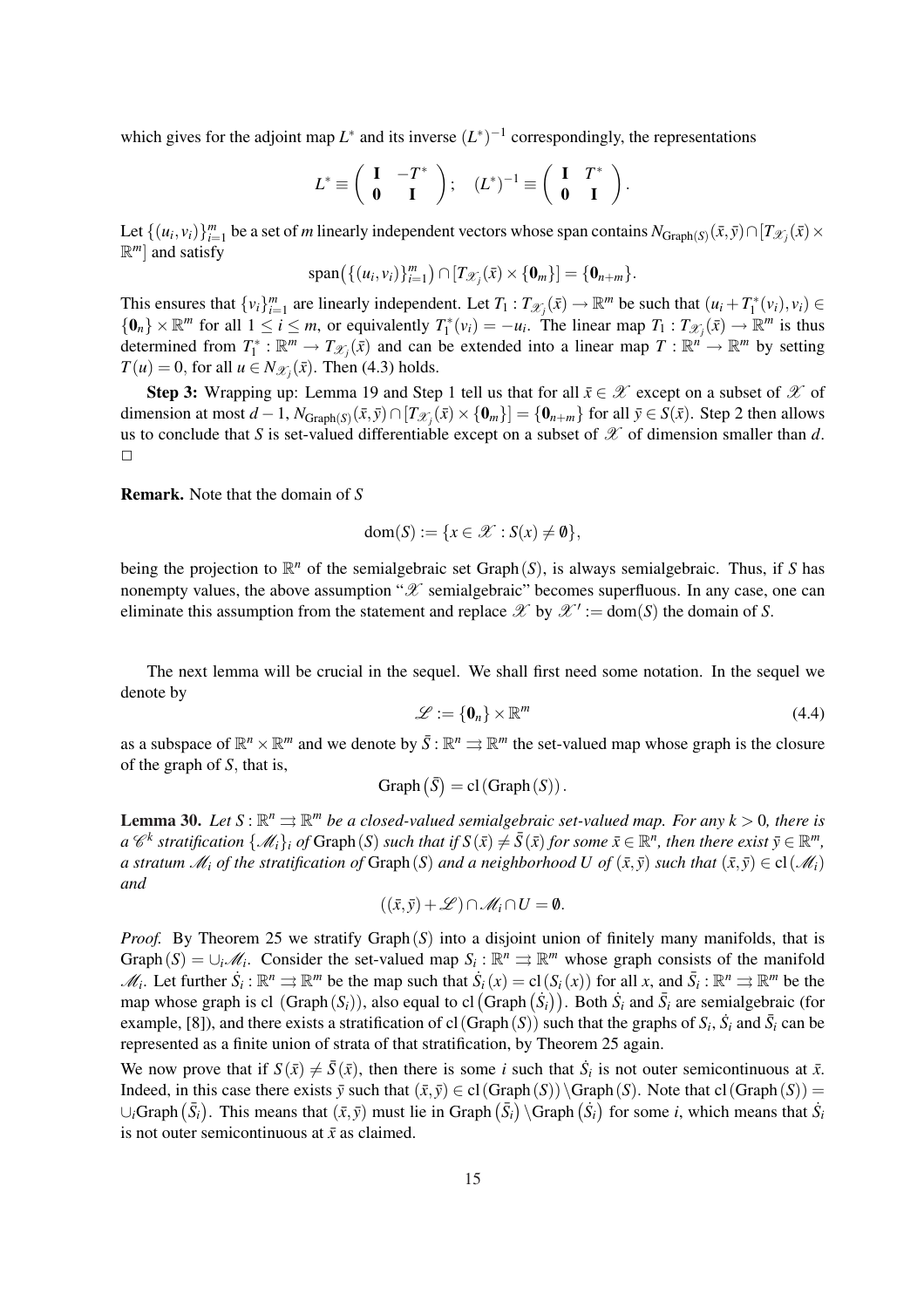which gives for the adjoint map $L^*$ and its inverse $(L^*)^{-1}$ correspondingly, the representations

$$L^* \equiv \begin{pmatrix} \mathbf{I} & -T^* \\ \mathbf{0} & \mathbf{I} \end{pmatrix}; \quad (L^*)^{-1} \equiv \begin{pmatrix} \mathbf{I} & T^* \\ \mathbf{0} & \mathbf{I} \end{pmatrix}.$$

Let $\{(u_i, v_i)\}_{i=1}^m$ be a set of $m$ linearly independent vectors whose span contains $N_{\mathrm{Graph}(S)}(\bar{x}, \bar{y}) \cap [T_{\mathscr{X}_j}(\bar{x}) \times \mathbb{R}^m]$ and satisfy

$$\mathrm{span}\big(\{(u_i, v_i)\}_{i=1}^m\big) \cap [T_{\mathscr{X}_j}(\bar{x}) \times \{\mathbf{0}_m\}] = \{\mathbf{0}_{n+m}\}.$$

This ensures that $\{v_i\}_{i=1}^m$ are linearly independent. Let $T_1 : T_{\mathscr{X}_j}(\bar{x}) \to \mathbb{R}^m$ be such that $(u_i + T_1^*(v_i), v_i) \in \{\mathbf{0}_n\} \times \mathbb{R}^m$ for all $1 \leq i \leq m$, or equivalently $T_1^*(v_i) = -u_i$. The linear map $T_1 : T_{\mathscr{X}_j}(\bar{x}) \to \mathbb{R}^m$ is thus determined from $T_1^* : \mathbb{R}^m \to T_{\mathscr{X}_j}(\bar{x})$ and can be extended into a linear map $T : \mathbb{R}^n \to \mathbb{R}^m$ by setting $T(u) = 0$, for all $u \in N_{\mathscr{X}_j}(\bar{x})$. Then (4.3) holds.

**Step 3:** Wrapping up: Lemma 19 and Step 1 tell us that for all $\bar{x} \in \mathscr{X}$ except on a subset of $\mathscr{X}$ of dimension at most $d-1$, $N_{\mathrm{Graph}(S)}(\bar{x}, \bar{y}) \cap [T_{\mathscr{X}_j}(\bar{x}) \times \{\mathbf{0}_m\}] = \{\mathbf{0}_{n+m}\}$ for all $\bar{y} \in S(\bar{x})$. Step 2 then allows us to conclude that $S$ is set-valued differentiable except on a subset of $\mathscr{X}$ of dimension smaller than $d$. $\square$

**Remark.** Note that the domain of $S$

$$\mathrm{dom}(S) := \{x \in \mathscr{X} : S(x) \neq \emptyset\},$$

being the projection to $\mathbb{R}^n$ of the semialgebraic set $\mathrm{Graph}(S)$, is always semialgebraic. Thus, if $S$ has nonempty values, the above assumption "$\mathscr{X}$ semialgebraic" becomes superfluous. In any case, one can eliminate this assumption from the statement and replace $\mathscr{X}$ by $\mathscr{X}' := \mathrm{dom}(S)$ the domain of $S$.

The next lemma will be crucial in the sequel. We shall first need some notation. In the sequel we denote by

$$\mathscr{L} := \{\mathbf{0}_n\} \times \mathbb{R}^m \tag{4.4}$$

as a subspace of $\mathbb{R}^n \times \mathbb{R}^m$ and we denote by $\bar{S} : \mathbb{R}^n \rightrightarrows \mathbb{R}^m$ the set-valued map whose graph is the closure of the graph of $S$, that is,

$$\mathrm{Graph}\left(\bar{S}\right) = \mathrm{cl}\left(\mathrm{Graph}\left(S\right)\right).$$

**Lemma 30.** *Let $S : \mathbb{R}^n \rightrightarrows \mathbb{R}^m$ be a closed-valued semialgebraic set-valued map. For any $k > 0$, there is a $\mathscr{C}^k$ stratification $\{\mathscr{M}_i\}_i$ of $\mathrm{Graph}(S)$ such that if $S(\bar{x}) \neq \bar{S}(\bar{x})$ for some $\bar{x} \in \mathbb{R}^n$, then there exist $\bar{y} \in \mathbb{R}^m$, a stratum $\mathscr{M}_i$ of the stratification of $\mathrm{Graph}(S)$ and a neighborhood $U$ of $(\bar{x}, \bar{y})$ such that $(\bar{x}, \bar{y}) \in \mathrm{cl}(\mathscr{M}_i)$ and*

$$((\bar{x}, \bar{y}) + \mathscr{L}) \cap \mathscr{M}_i \cap U = \emptyset.$$

*Proof.* By Theorem 25 we stratify $\mathrm{Graph}(S)$ into a disjoint union of finitely many manifolds, that is $\mathrm{Graph}(S) = \cup_i \mathscr{M}_i$. Consider the set-valued map $S_i : \mathbb{R}^n \rightrightarrows \mathbb{R}^m$ whose graph consists of the manifold $\mathscr{M}_i$. Let further $\dot{S}_i : \mathbb{R}^n \rightrightarrows \mathbb{R}^m$ be the map such that $\dot{S}_i(x) = \mathrm{cl}(S_i(x))$ for all $x$, and $\bar{S}_i : \mathbb{R}^n \rightrightarrows \mathbb{R}^m$ be the map whose graph is $\mathrm{cl}\ (\mathrm{Graph}(S_i))$, also equal to $\mathrm{cl}\big(\mathrm{Graph}\big(\dot{S}_i\big)\big)$. Both $\dot{S}_i$ and $\bar{S}_i$ are semialgebraic (for example, [8]), and there exists a stratification of $\mathrm{cl}(\mathrm{Graph}(S))$ such that the graphs of $S_i$, $\dot{S}_i$ and $\bar{S}_i$ can be represented as a finite union of strata of that stratification, by Theorem 25 again.

We now prove that if $S(\bar{x}) \neq \bar{S}(\bar{x})$, then there is some $i$ such that $\dot{S}_i$ is not outer semicontinuous at $\bar{x}$. Indeed, in this case there exists $\bar{y}$ such that $(\bar{x}, \bar{y}) \in \mathrm{cl}(\mathrm{Graph}(S)) \setminus \mathrm{Graph}(S)$. Note that $\mathrm{cl}(\mathrm{Graph}(S)) = \cup_i \mathrm{Graph}\big(\bar{S}_i\big)$. This means that $(\bar{x}, \bar{y})$ must lie in $\mathrm{Graph}\big(\bar{S}_i\big) \setminus \mathrm{Graph}\big(\dot{S}_i\big)$ for some $i$, which means that $\dot{S}_i$ is not outer semicontinuous at $\bar{x}$ as claimed.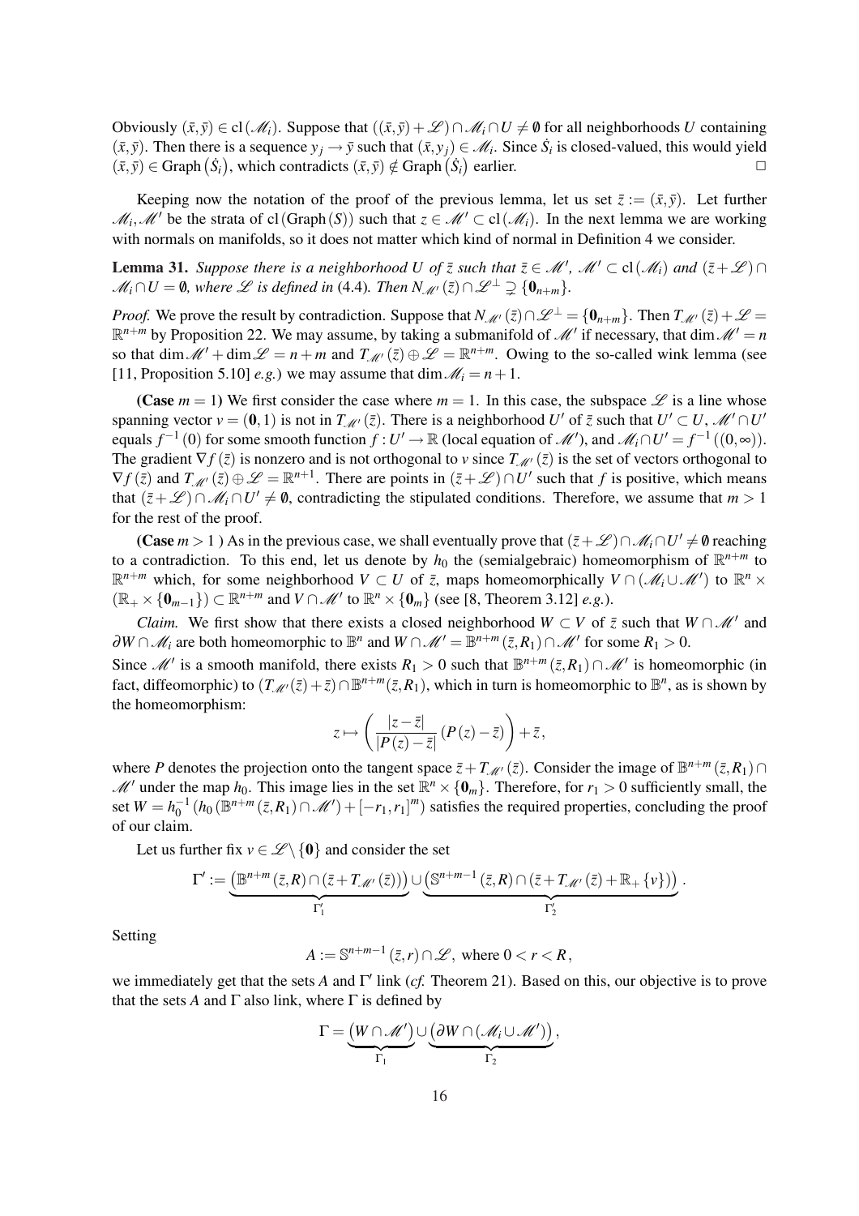Obviously $(\bar{x},\bar{y}) \in \mathrm{cl}(\mathscr{M}_i)$. Suppose that $((\bar{x},\bar{y})+\mathscr{L}) \cap \mathscr{M}_i \cap U \neq \emptyset$ for all neighborhoods $U$ containing $(\bar{x},\bar{y})$. Then there is a sequence $y_j \to \bar{y}$ such that $(\bar{x},y_j) \in \mathscr{M}_i$. Since $\dot{S}_i$ is closed-valued, this would yield $(\bar{x},\bar{y}) \in \mathrm{Graph}(\dot{S}_i)$, which contradicts $(\bar{x},\bar{y}) \notin \mathrm{Graph}(\dot{S}_i)$ earlier. $\square$

Keeping now the notation of the proof of the previous lemma, let us set $\bar{z} := (\bar{x},\bar{y})$. Let further $\mathscr{M}_i, \mathscr{M}'$ be the strata of $\mathrm{cl}(\mathrm{Graph}(S))$ such that $z \in \mathscr{M}' \subset \mathrm{cl}(\mathscr{M}_i)$. In the next lemma we are working with normals on manifolds, so it does not matter which kind of normal in Definition 4 we consider.

**Lemma 31.** *Suppose there is a neighborhood $U$ of $\bar{z}$ such that $\bar{z} \in \mathscr{M}'$, $\mathscr{M}' \subset \mathrm{cl}(\mathscr{M}_i)$ and $(\bar{z}+\mathscr{L}) \cap \mathscr{M}_i \cap U = \emptyset$, where $\mathscr{L}$ is defined in* (4.4)*. Then $N_{\mathscr{M}'}(\bar{z}) \cap \mathscr{L}^{\perp} \supsetneq \{\mathbf{0}_{n+m}\}$.*

*Proof.* We prove the result by contradiction. Suppose that $N_{\mathscr{M}'}(\bar{z}) \cap \mathscr{L}^{\perp} = \{\mathbf{0}_{n+m}\}$. Then $T_{\mathscr{M}'}(\bar{z}) + \mathscr{L} = \mathbb{R}^{n+m}$ by Proposition 22. We may assume, by taking a submanifold of $\mathscr{M}'$ if necessary, that $\dim \mathscr{M}' = n$ so that $\dim \mathscr{M}' + \dim \mathscr{L} = n+m$ and $T_{\mathscr{M}'}(\bar{z}) \oplus \mathscr{L} = \mathbb{R}^{n+m}$. Owing to the so-called wink lemma (see [11, Proposition 5.10] *e.g.*) we may assume that $\dim \mathscr{M}_i = n+1$.

**(Case $m=1$)** We first consider the case where $m=1$. In this case, the subspace $\mathscr{L}$ is a line whose spanning vector $v = (\mathbf{0},1)$ is not in $T_{\mathscr{M}'}(\bar{z})$. There is a neighborhood $U'$ of $\bar{z}$ such that $U' \subset U$, $\mathscr{M}' \cap U'$ equals $f^{-1}(0)$ for some smooth function $f : U' \to \mathbb{R}$ (local equation of $\mathscr{M}'$), and $\mathscr{M}_i \cap U' = f^{-1}((0,\infty))$. The gradient $\nabla f(\bar{z})$ is nonzero and is not orthogonal to $v$ since $T_{\mathscr{M}'}(\bar{z})$ is the set of vectors orthogonal to $\nabla f(\bar{z})$ and $T_{\mathscr{M}'}(\bar{z}) \oplus \mathscr{L} = \mathbb{R}^{n+1}$. There are points in $(\bar{z}+\mathscr{L}) \cap U'$ such that $f$ is positive, which means that $(\bar{z}+\mathscr{L}) \cap \mathscr{M}_i \cap U' \neq \emptyset$, contradicting the stipulated conditions. Therefore, we assume that $m > 1$ for the rest of the proof.

**(Case $m > 1$ )** As in the previous case, we shall eventually prove that $(\bar{z}+\mathscr{L}) \cap \mathscr{M}_i \cap U' \neq \emptyset$ reaching to a contradiction. To this end, let us denote by $h_0$ the (semialgebraic) homeomorphism of $\mathbb{R}^{n+m}$ to $\mathbb{R}^{n+m}$ which, for some neighborhood $V \subset U$ of $\bar{z}$, maps homeomorphically $V \cap (\mathscr{M}_i \cup \mathscr{M}')$ to $\mathbb{R}^n \times (\mathbb{R}_+ \times \{\mathbf{0}_{m-1}\}) \subset \mathbb{R}^{n+m}$ and $V \cap \mathscr{M}'$ to $\mathbb{R}^n \times \{\mathbf{0}_m\}$ (see [8, Theorem 3.12] *e.g.*).

*Claim.* We first show that there exists a closed neighborhood $W \subset V$ of $\bar{z}$ such that $W \cap \mathscr{M}'$ and $\partial W \cap \mathscr{M}_i$ are both homeomorphic to $\mathbb{B}^n$ and $W \cap \mathscr{M}' = \mathbb{B}^{n+m}(\bar{z},R_1) \cap \mathscr{M}'$ for some $R_1 > 0$.

Since $\mathscr{M}'$ is a smooth manifold, there exists $R_1 > 0$ such that $\mathbb{B}^{n+m}(\bar{z},R_1) \cap \mathscr{M}'$ is homeomorphic (in fact, diffeomorphic) to $(T_{\mathscr{M}'}(\bar{z})+\bar{z}) \cap \mathbb{B}^{n+m}(\bar{z},R_1)$, which in turn is homeomorphic to $\mathbb{B}^n$, as is shown by the homeomorphism:

$$z \mapsto \left( \frac{|z-\bar{z}|}{|P(z)-\bar{z}|}(P(z)-\bar{z}) \right) + \bar{z},$$

where $P$ denotes the projection onto the tangent space $\bar{z} + T_{\mathscr{M}'}(\bar{z})$. Consider the image of $\mathbb{B}^{n+m}(\bar{z},R_1) \cap \mathscr{M}'$ under the map $h_0$. This image lies in the set $\mathbb{R}^n \times \{\mathbf{0}_m\}$. Therefore, for $r_1 > 0$ sufficiently small, the set $W = h_0^{-1}(h_0(\mathbb{B}^{n+m}(\bar{z},R_1) \cap \mathscr{M}') + [-r_1,r_1]^m)$ satisfies the required properties, concluding the proof of our claim.

Let us further fix $v \in \mathscr{L} \setminus \{\mathbf{0}\}$ and consider the set

$$\Gamma' := \underbrace{\left(\mathbb{B}^{n+m}(\bar{z},R) \cap (\bar{z}+T_{\mathscr{M}'}(\bar{z}))\right)}_{\Gamma_1'} \cup \underbrace{\left(\mathbb{S}^{n+m-1}(\bar{z},R) \cap (\bar{z}+T_{\mathscr{M}'}(\bar{z})+\mathbb{R}_+\{v\})\right)}_{\Gamma_2'}.$$

Setting

$$A := \mathbb{S}^{n+m-1}(\bar{z},r) \cap \mathscr{L}, \text{ where } 0 < r < R,$$

we immediately get that the sets $A$ and $\Gamma'$ link (*cf.* Theorem 21). Based on this, our objective is to prove that the sets $A$ and $\Gamma$ also link, where $\Gamma$ is defined by

$$\Gamma = \underbrace{\left(W \cap \mathscr{M}'\right)}_{\Gamma_1} \cup \underbrace{\left(\partial W \cap (\mathscr{M}_i \cup \mathscr{M}')\right)}_{\Gamma_2},$$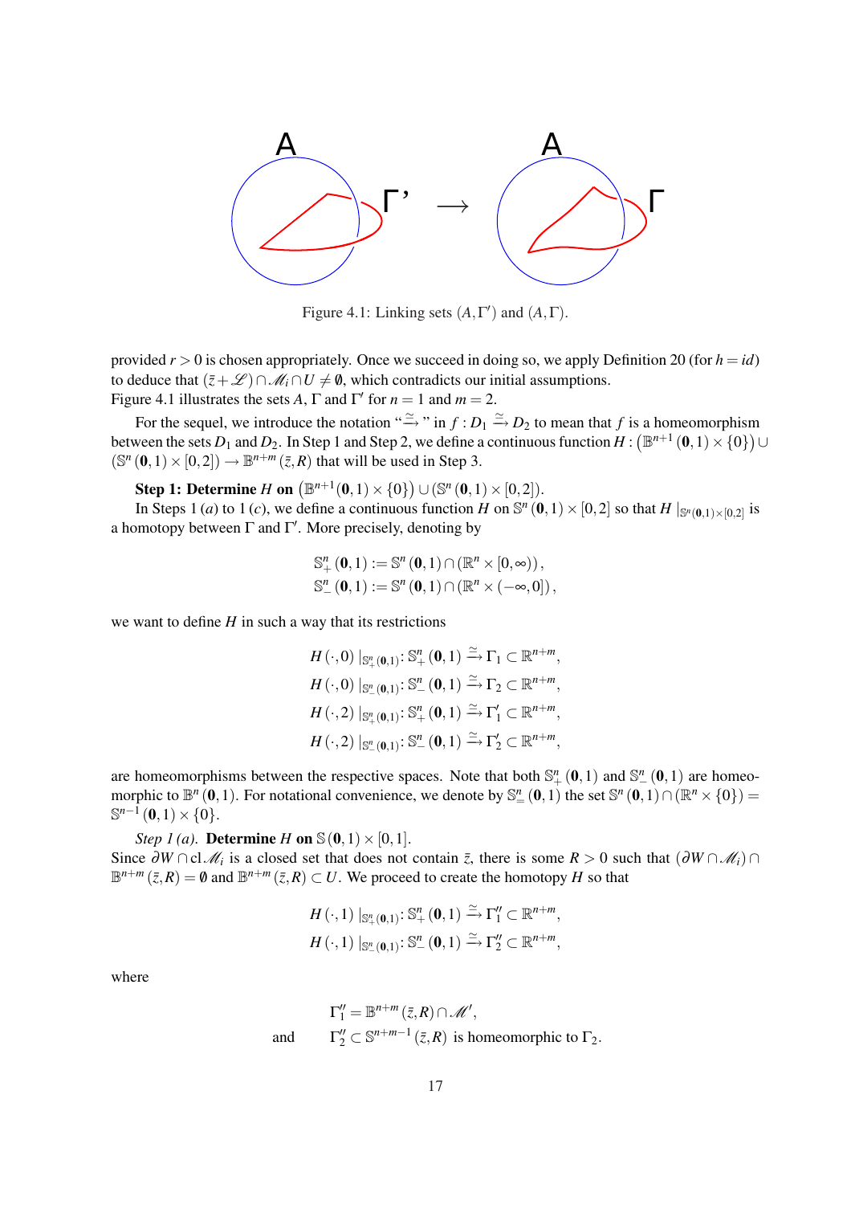A Γ' → A Γ

Figure 4.1: Linking sets $(A, \Gamma')$ and $(A, \Gamma)$.

provided $r > 0$ is chosen appropriately. Once we succeed in doing so, we apply Definition 20 (for $h = id$) to deduce that $(\bar{z} + \mathscr{L}) \cap \mathscr{M}_i \cap U \neq \emptyset$, which contradicts our initial assumptions.
Figure 4.1 illustrates the sets $A$, $\Gamma$ and $\Gamma'$ for $n = 1$ and $m = 2$.

For the sequel, we introduce the notation "$\xrightarrow{\simeq}$" in $f : D_1 \xrightarrow{\simeq} D_2$ to mean that $f$ is a homeomorphism between the sets $D_1$ and $D_2$. In Step 1 and Step 2, we define a continuous function $H : \left(\mathbb{B}^{n+1}(\mathbf{0},1) \times \{0\}\right) \cup (\mathbb{S}^n(\mathbf{0},1) \times [0,2]) \to \mathbb{B}^{n+m}(\bar{z}, R)$ that will be used in Step 3.

**Step 1: Determine $H$ on $\left(\mathbb{B}^{n+1}(\mathbf{0},1) \times \{0\}\right) \cup (\mathbb{S}^n(\mathbf{0},1) \times [0,2])$.**

In Steps 1 *(a)* to 1 *(c)*, we define a continuous function $H$ on $\mathbb{S}^n(\mathbf{0},1) \times [0,2]$ so that $H|_{\mathbb{S}^n(\mathbf{0},1)\times[0,2]}$ is a homotopy between $\Gamma$ and $\Gamma'$. More precisely, denoting by

$$\mathbb{S}^n_+(\mathbf{0},1) := \mathbb{S}^n(\mathbf{0},1) \cap (\mathbb{R}^n \times [0,\infty)),$$
$$\mathbb{S}^n_-(\mathbf{0},1) := \mathbb{S}^n(\mathbf{0},1) \cap (\mathbb{R}^n \times (-\infty,0]),$$

we want to define $H$ in such a way that its restrictions

$$H(\cdot,0)|_{\mathbb{S}^n_+(\mathbf{0},1)} : \mathbb{S}^n_+(\mathbf{0},1) \xrightarrow{\simeq} \Gamma_1 \subset \mathbb{R}^{n+m},$$
$$H(\cdot,0)|_{\mathbb{S}^n_-(\mathbf{0},1)} : \mathbb{S}^n_-(\mathbf{0},1) \xrightarrow{\simeq} \Gamma_2 \subset \mathbb{R}^{n+m},$$
$$H(\cdot,2)|_{\mathbb{S}^n_+(\mathbf{0},1)} : \mathbb{S}^n_+(\mathbf{0},1) \xrightarrow{\simeq} \Gamma_1' \subset \mathbb{R}^{n+m},$$
$$H(\cdot,2)|_{\mathbb{S}^n_-(\mathbf{0},1)} : \mathbb{S}^n_-(\mathbf{0},1) \xrightarrow{\simeq} \Gamma_2' \subset \mathbb{R}^{n+m},$$

are homeomorphisms between the respective spaces. Note that both $\mathbb{S}^n_+(\mathbf{0},1)$ and $\mathbb{S}^n_-(\mathbf{0},1)$ are homeomorphic to $\mathbb{B}^n(\mathbf{0},1)$. For notational convenience, we denote by $\mathbb{S}^n_=(\mathbf{0},1)$ the set $\mathbb{S}^n(\mathbf{0},1) \cap (\mathbb{R}^n \times \{0\}) = \mathbb{S}^{n-1}(\mathbf{0},1) \times \{0\}$.

*Step 1 (a).* **Determine $H$ on $\mathbb{S}(\mathbf{0},1) \times [0,1]$.**
Since $\partial W \cap \mathrm{cl}\,\mathscr{M}_i$ is a closed set that does not contain $\bar{z}$, there is some $R > 0$ such that $(\partial W \cap \mathscr{M}_i) \cap \mathbb{B}^{n+m}(\bar{z}, R) = \emptyset$ and $\mathbb{B}^{n+m}(\bar{z}, R) \subset U$. We proceed to create the homotopy $H$ so that

$$H(\cdot,1)|_{\mathbb{S}^n_+(\mathbf{0},1)} : \mathbb{S}^n_+(\mathbf{0},1) \xrightarrow{\simeq} \Gamma_1'' \subset \mathbb{R}^{n+m},$$
$$H(\cdot,1)|_{\mathbb{S}^n_-(\mathbf{0},1)} : \mathbb{S}^n_-(\mathbf{0},1) \xrightarrow{\simeq} \Gamma_2'' \subset \mathbb{R}^{n+m},$$

where

$$\Gamma_1'' = \mathbb{B}^{n+m}(\bar{z}, R) \cap \mathscr{M}',$$

and $\quad \Gamma_2'' \subset \mathbb{S}^{n+m-1}(\bar{z}, R)$ is homeomorphic to $\Gamma_2$.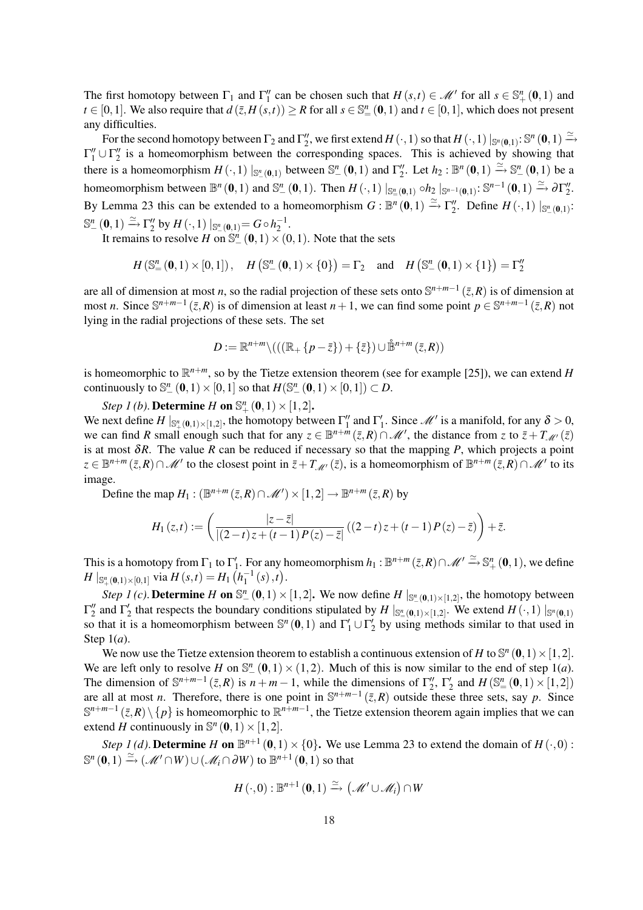The first homotopy between $\Gamma_1$ and $\Gamma_1''$ can be chosen such that $H(s,t) \in \mathscr{M}'$ for all $s \in \mathbb{S}^n_+(\mathbf{0},1)$ and $t \in [0,1]$. We also require that $d(\bar{z}, H(s,t)) \geq R$ for all $s \in \mathbb{S}^n_=(\mathbf{0},1)$ and $t \in [0,1]$, which does not present any difficulties.

For the second homotopy between $\Gamma_2$ and $\Gamma_2''$, we first extend $H(\cdot,1)$ so that $H(\cdot,1)\mid_{\mathbb{S}^n(\mathbf{0},1)}: \mathbb{S}^n(\mathbf{0},1) \xrightarrow{\cong} \Gamma_1'' \cup \Gamma_2''$ is a homeomorphism between the corresponding spaces. This is achieved by showing that there is a homeomorphism $H(\cdot,1)\mid_{\mathbb{S}^n_-(\mathbf{0},1)}$ between $\mathbb{S}^n_-(\mathbf{0},1)$ and $\Gamma_2''$. Let $h_2 : \mathbb{B}^n(\mathbf{0},1) \xrightarrow{\cong} \mathbb{S}^n_-(\mathbf{0},1)$ be a homeomorphism between $\mathbb{B}^n(\mathbf{0},1)$ and $\mathbb{S}^n_-(\mathbf{0},1)$. Then $H(\cdot,1)\mid_{\mathbb{S}^n_=(\mathbf{0},1)} \circ h_2 \mid_{\mathbb{S}^{n-1}(\mathbf{0},1)}: \mathbb{S}^{n-1}(\mathbf{0},1) \xrightarrow{\cong} \partial\Gamma_2''$. By Lemma 23 this can be extended to a homeomorphism $G : \mathbb{B}^n(\mathbf{0},1) \xrightarrow{\cong} \Gamma_2''$. Define $H(\cdot,1)\mid_{\mathbb{S}^n_-(\mathbf{0},1)}: \mathbb{S}^n_-(\mathbf{0},1) \xrightarrow{\cong} \Gamma_2''$ by $H(\cdot,1)\mid_{\mathbb{S}^n_-(\mathbf{0},1)} = G \circ h_2^{-1}$.

It remains to resolve $H$ on $\mathbb{S}^n_-(\mathbf{0},1) \times (0,1)$. Note that the sets

$$H\left(\mathbb{S}^n_=(\mathbf{0},1) \times [0,1]\right), \quad H\left(\mathbb{S}^n_-(\mathbf{0},1) \times \{0\}\right) = \Gamma_2 \quad \text{and} \quad H\left(\mathbb{S}^n_-(\mathbf{0},1) \times \{1\}\right) = \Gamma_2''$$

are all of dimension at most $n$, so the radial projection of these sets onto $\mathbb{S}^{n+m-1}(\bar{z},R)$ is of dimension at most $n$. Since $\mathbb{S}^{n+m-1}(\bar{z},R)$ is of dimension at least $n+1$, we can find some point $p \in \mathbb{S}^{n+m-1}(\bar{z},R)$ not lying in the radial projections of these sets. The set

$$D := \mathbb{R}^{n+m} \backslash \left( \left( (\mathbb{R}_+ \{p - \bar{z}\}) + \{\bar{z}\} \right) \cup \mathring{\mathbb{B}}^{n+m}(\bar{z},R) \right)$$

is homeomorphic to $\mathbb{R}^{n+m}$, so by the Tietze extension theorem (see for example [25]), we can extend $H$ continuously to $\mathbb{S}^n_-(\mathbf{0},1) \times [0,1]$ so that $H(\mathbb{S}^n_-(\mathbf{0},1) \times [0,1]) \subset D$.

*Step 1(b).* **Determine $H$ on $\mathbb{S}^n_+(\mathbf{0},1) \times [1,2]$.**
We next define $H\mid_{\mathbb{S}^n_+(\mathbf{0},1)\times[1,2]}$, the homotopy between $\Gamma_1''$ and $\Gamma_1'$. Since $\mathscr{M}'$ is a manifold, for any $\delta > 0$, we can find $R$ small enough such that for any $z \in \mathbb{B}^{n+m}(\bar{z},R) \cap \mathscr{M}'$, the distance from $z$ to $\bar{z} + T_{\mathscr{M}'}(\bar{z})$ is at most $\delta R$. The value $R$ can be reduced if necessary so that the mapping $P$, which projects a point $z \in \mathbb{B}^{n+m}(\bar{z},R) \cap \mathscr{M}'$ to the closest point in $\bar{z} + T_{\mathscr{M}'}(\bar{z})$, is a homeomorphism of $\mathbb{B}^{n+m}(\bar{z},R) \cap \mathscr{M}'$ to its image.

Define the map $H_1 : (\mathbb{B}^{n+m}(\bar{z},R) \cap \mathscr{M}') \times [1,2] \to \mathbb{B}^{n+m}(\bar{z},R)$ by

$$H_1(z,t) := \left( \frac{|z - \bar{z}|}{|(2-t)z + (t-1)P(z) - \bar{z}|} \left( (2-t)z + (t-1)P(z) - \bar{z} \right) \right) + \bar{z}.$$

This is a homotopy from $\Gamma_1$ to $\Gamma_1'$. For any homeomorphism $h_1 : \mathbb{B}^{n+m}(\bar{z},R) \cap \mathscr{M}' \xrightarrow{\cong} \mathbb{S}^n_+(\mathbf{0},1)$, we define $H\mid_{\mathbb{S}^n_+(\mathbf{0},1)\times[0,1]}$ via $H(s,t) = H_1\left(h_1^{-1}(s),t\right)$.

*Step 1(c).* **Determine $H$ on $\mathbb{S}^n_-(\mathbf{0},1) \times [1,2]$.** We now define $H\mid_{\mathbb{S}^n_-(\mathbf{0},1)\times[1,2]}$, the homotopy between $\Gamma_2''$ and $\Gamma_2'$ that respects the boundary conditions stipulated by $H\mid_{\mathbb{S}^n_=(\mathbf{0},1)\times[1,2]}$. We extend $H(\cdot,1)\mid_{\mathbb{S}^n(\mathbf{0},1)}$ so that it is a homeomorphism between $\mathbb{S}^n(\mathbf{0},1)$ and $\Gamma_1' \cup \Gamma_2'$ by using methods similar to that used in Step 1$(a)$.

We now use the Tietze extension theorem to establish a continuous extension of $H$ to $\mathbb{S}^n(\mathbf{0},1) \times [1,2]$. We are left only to resolve $H$ on $\mathbb{S}^n_-(\mathbf{0},1) \times (1,2)$. Much of this is now similar to the end of step 1$(a)$. The dimension of $\mathbb{S}^{n+m-1}(\bar{z},R)$ is $n+m-1$, while the dimensions of $\Gamma_2''$, $\Gamma_2'$ and $H(\mathbb{S}^n_=(\mathbf{0},1) \times [1,2])$ are all at most $n$. Therefore, there is one point in $\mathbb{S}^{n+m-1}(\bar{z},R)$ outside these three sets, say $p$. Since $\mathbb{S}^{n+m-1}(\bar{z},R) \setminus \{p\}$ is homeomorphic to $\mathbb{R}^{n+m-1}$, the Tietze extension theorem again implies that we can extend $H$ continuously in $\mathbb{S}^n(\mathbf{0},1) \times [1,2]$.

*Step 1(d).* **Determine $H$ on $\mathbb{B}^{n+1}(\mathbf{0},1) \times \{0\}$.** We use Lemma 23 to extend the domain of $H(\cdot,0)$ : $\mathbb{S}^n(\mathbf{0},1) \xrightarrow{\cong} (\mathscr{M}' \cap W) \cup (\mathscr{M}_i \cap \partial W)$ to $\mathbb{B}^{n+1}(\mathbf{0},1)$ so that

$$H(\cdot,0) : \mathbb{B}^{n+1}(\mathbf{0},1) \xrightarrow{\cong} \left(\mathscr{M}' \cup \mathscr{M}_i\right) \cap W$$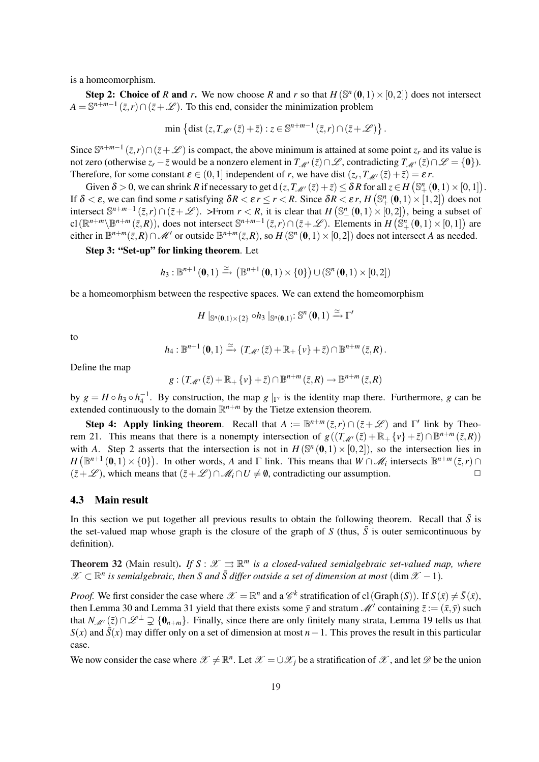is a homeomorphism.

**Step 2: Choice of $R$ and $r$.** We now choose $R$ and $r$ so that $H(\mathbb{S}^n(\mathbf{0},1)\times[0,2])$ does not intersect $A=\mathbb{S}^{n+m-1}(\bar{z},r)\cap(\bar{z}+\mathscr{L})$. To this end, consider the minimization problem

$$\min\left\{\operatorname{dist}(z,T_{\mathscr{M}'}(\bar{z})+\bar{z}):z\in\mathbb{S}^{n+m-1}(\bar{z},r)\cap(\bar{z}+\mathscr{L})\right\}.$$

Since $\mathbb{S}^{n+m-1}(\bar{z},r)\cap(\bar{z}+\mathscr{L})$ is compact, the above minimum is attained at some point $z_r$ and its value is not zero (otherwise $z_r-\bar{z}$ would be a nonzero element in $T_{\mathscr{M}'}(\bar{z})\cap\mathscr{L}$, contradicting $T_{\mathscr{M}'}(\bar{z})\cap\mathscr{L}=\{\mathbf{0}\}$). Therefore, for some constant $\varepsilon\in(0,1]$ independent of $r$, we have $\operatorname{dist}(z_r,T_{\mathscr{M}'}(\bar{z})+\bar{z})=\varepsilon r$.

Given $\delta>0$, we can shrink $R$ if necessary to get $\mathrm{d}(z,T_{\mathscr{M}'}(\bar{z})+\bar{z})\leq\delta R$ for all $z\in H\left(\mathbb{S}^n_+(\mathbf{0},1)\times[0,1]\right)$. If $\delta<\varepsilon$, we can find some $r$ satisfying $\delta R<\varepsilon r\leq r<R$. Since $\delta R<\varepsilon r$, $H\left(\mathbb{S}^n_+(\mathbf{0},1)\times[1,2]\right)$ does not intersect $\mathbb{S}^{n+m-1}(\bar{z},r)\cap(\bar{z}+\mathscr{L})$. >From $r<R$, it is clear that $H\left(\mathbb{S}^n_-(\mathbf{0},1)\times[0,2]\right)$, being a subset of $\operatorname{cl}(\mathbb{R}^{n+m}\backslash\mathbb{B}^{n+m}(\bar{z},R))$, does not intersect $\mathbb{S}^{n+m-1}(\bar{z},r)\cap(\bar{z}+\mathscr{L})$. Elements in $H\left(\mathbb{S}^n_+(\mathbf{0},1)\times[0,1]\right)$ are either in $\mathbb{B}^{n+m}(\bar{z},R)\cap\mathscr{M}'$ or outside $\mathbb{B}^{n+m}(\bar{z},R)$, so $H(\mathbb{S}^n(\mathbf{0},1)\times[0,2])$ does not intersect $A$ as needed.

**Step 3: "Set-up" for linking theorem.** Let

$$h_3:\mathbb{B}^{n+1}(\mathbf{0},1)\xrightarrow{\cong}\left(\mathbb{B}^{n+1}(\mathbf{0},1)\times\{0\}\right)\cup(\mathbb{S}^n(\mathbf{0},1)\times[0,2])$$

be a homeomorphism between the respective spaces. We can extend the homeomorphism

$$H\mid_{\mathbb{S}^n(\mathbf{0},1)\times\{2\}}\circ h_3\mid_{\mathbb{S}^n(\mathbf{0},1)}:\mathbb{S}^n(\mathbf{0},1)\xrightarrow{\cong}\Gamma'$$

to

$$h_4:\mathbb{B}^{n+1}(\mathbf{0},1)\xrightarrow{\cong}(T_{\mathscr{M}'}(\bar{z})+\mathbb{R}_+\{v\}+\bar{z})\cap\mathbb{B}^{n+m}(\bar{z},R).$$

Define the map

$$g:(T_{\mathscr{M}'}(\bar{z})+\mathbb{R}_+\{v\}+\bar{z})\cap\mathbb{B}^{n+m}(\bar{z},R)\rightarrow\mathbb{B}^{n+m}(\bar{z},R)$$

by $g=H\circ h_3\circ h_4^{-1}$. By construction, the map $g\mid_{\Gamma'}$ is the identity map there. Furthermore, $g$ can be extended continuously to the domain $\mathbb{R}^{n+m}$ by the Tietze extension theorem.

**Step 4: Apply linking theorem.** Recall that $A:=\mathbb{B}^{n+m}(\bar{z},r)\cap(\bar{z}+\mathscr{L})$ and $\Gamma'$ link by Theorem 21. This means that there is a nonempty intersection of $g((T_{\mathscr{M}'}(\bar{z})+\mathbb{R}_+\{v\}+\bar{z})\cap\mathbb{B}^{n+m}(\bar{z},R))$ with $A$. Step 2 asserts that the intersection is not in $H(\mathbb{S}^n(\mathbf{0},1)\times[0,2])$, so the intersection lies in $H\left(\mathbb{B}^{n+1}(\mathbf{0},1)\times\{0\}\right)$. In other words, $A$ and $\Gamma$ link. This means that $W\cap\mathscr{M}_i$ intersects $\mathbb{B}^{n+m}(\bar{z},r)\cap(\bar{z}+\mathscr{L})$, which means that $(\bar{z}+\mathscr{L})\cap\mathscr{M}_i\cap U\neq\emptyset$, contradicting our assumption. $\square$

### 4.3 Main result

In this section we put together all previous results to obtain the following theorem. Recall that $\bar{S}$ is the set-valued map whose graph is the closure of the graph of $S$ (thus, $\bar{S}$ is outer semicontinuous by definition).

**Theorem 32** (Main result). *If $S:\mathscr{X}\rightrightarrows\mathbb{R}^m$ is a closed-valued semialgebraic set-valued map, where $\mathscr{X}\subset\mathbb{R}^n$ is semialgebraic, then $S$ and $\bar{S}$ differ outside a set of dimension at most $(\dim\mathscr{X}-1)$.*

*Proof.* We first consider the case where $\mathscr{X}=\mathbb{R}^n$ and a $\mathscr{C}^k$ stratification of $\operatorname{cl}(\operatorname{Graph}(S))$. If $S(\bar{x})\neq\bar{S}(\bar{x})$, then Lemma 30 and Lemma 31 yield that there exists some $\bar{y}$ and stratum $\mathscr{M}'$ containing $\bar{z}:=(\bar{x},\bar{y})$ such that $N_{\mathscr{M}'}(\bar{z})\cap\mathscr{L}^\perp\supsetneq\{\mathbf{0}_{n+m}\}$. Finally, since there are only finitely many strata, Lemma 19 tells us that $S(x)$ and $\bar{S}(x)$ may differ only on a set of dimension at most $n-1$. This proves the result in this particular case.

We now consider the case where $\mathscr{X}\neq\mathbb{R}^n$. Let $\mathscr{X}=\dot{\cup}\mathscr{X}_j$ be a stratification of $\mathscr{X}$, and let $\mathscr{D}$ be the union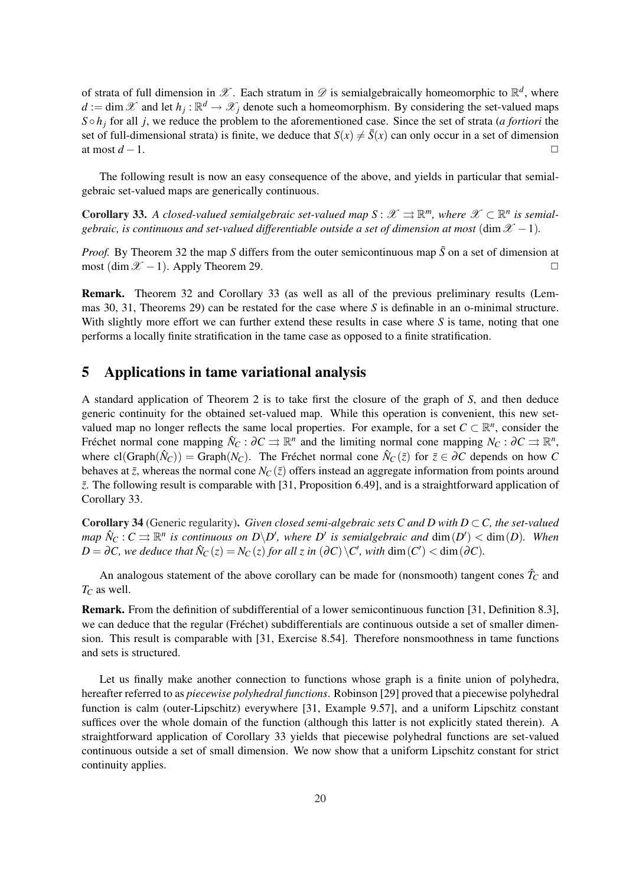of strata of full dimension in $\mathscr{X}$. Each stratum in $\mathscr{D}$ is semialgebraically homeomorphic to $\mathbb{R}^d$, where $d := \dim \mathscr{X}$ and let $h_j : \mathbb{R}^d \to \mathscr{X}_j$ denote such a homeomorphism. By considering the set-valued maps $S \circ h_j$ for all $j$, we reduce the problem to the aforementioned case. Since the set of strata (*a fortiori* the set of full-dimensional strata) is finite, we deduce that $S(x) \neq \bar{S}(x)$ can only occur in a set of dimension at most $d-1$. □

The following result is now an easy consequence of the above, and yields in particular that semialgebraic set-valued maps are generically continuous.

**Corollary 33.** *A closed-valued semialgebraic set-valued map $S : \mathscr{X} \rightrightarrows \mathbb{R}^m$, where $\mathscr{X} \subset \mathbb{R}^n$ is semialgebraic, is continuous and set-valued differentiable outside a set of dimension at most $(\dim \mathscr{X} - 1)$.*

*Proof.* By Theorem 32 the map $S$ differs from the outer semicontinuous map $\bar{S}$ on a set of dimension at most $(\dim \mathscr{X} - 1)$. Apply Theorem 29. □

**Remark.** Theorem 32 and Corollary 33 (as well as all of the previous preliminary results (Lemmas 30, 31, Theorems 29) can be restated for the case where $S$ is definable in an o-minimal structure. With slightly more effort we can further extend these results in case where $S$ is tame, noting that one performs a locally finite stratification in the tame case as opposed to a finite stratification.

## 5 Applications in tame variational analysis

A standard application of Theorem 2 is to take first the closure of the graph of $S$, and then deduce generic continuity for the obtained set-valued map. While this operation is convenient, this new set-valued map no longer reflects the same local properties. For example, for a set $C \subset \mathbb{R}^n$, consider the Fréchet normal cone mapping $\hat{N}_C : \partial C \rightrightarrows \mathbb{R}^n$ and the limiting normal cone mapping $N_C : \partial C \rightrightarrows \mathbb{R}^n$, where $\mathrm{cl}(\mathrm{Graph}(\hat{N}_C)) = \mathrm{Graph}(N_C)$. The Fréchet normal cone $\hat{N}_C(\bar{z})$ for $\bar{z} \in \partial C$ depends on how $C$ behaves at $\bar{z}$, whereas the normal cone $N_C(\bar{z})$ offers instead an aggregate information from points around $\bar{z}$. The following result is comparable with [31, Proposition 6.49], and is a straightforward application of Corollary 33.

**Corollary 34** (Generic regularity)**.** *Given closed semi-algebraic sets $C$ and $D$ with $D \subset C$, the set-valued map $\hat{N}_C : C \rightrightarrows \mathbb{R}^n$ is continuous on $D \backslash D'$, where $D'$ is semialgebraic and $\dim(D') < \dim(D)$. When $D = \partial C$, we deduce that $\hat{N}_C(z) = N_C(z)$ for all $z$ in $(\partial C) \backslash C'$, with $\dim(C') < \dim(\partial C)$.*

An analogous statement of the above corollary can be made for (nonsmooth) tangent cones $\hat{T}_C$ and $T_C$ as well.

**Remark.** From the definition of subdifferential of a lower semicontinuous function [31, Definition 8.3], we can deduce that the regular (Fréchet) subdifferentials are continuous outside a set of smaller dimension. This result is comparable with [31, Exercise 8.54]. Therefore nonsmoothness in tame functions and sets is structured.

Let us finally make another connection to functions whose graph is a finite union of polyhedra, hereafter referred to as *piecewise polyhedral functions*. Robinson [29] proved that a piecewise polyhedral function is calm (outer-Lipschitz) everywhere [31, Example 9.57], and a uniform Lipschitz constant suffices over the whole domain of the function (although this latter is not explicitly stated therein). A straightforward application of Corollary 33 yields that piecewise polyhedral functions are set-valued continuous outside a set of small dimension. We now show that a uniform Lipschitz constant for strict continuity applies.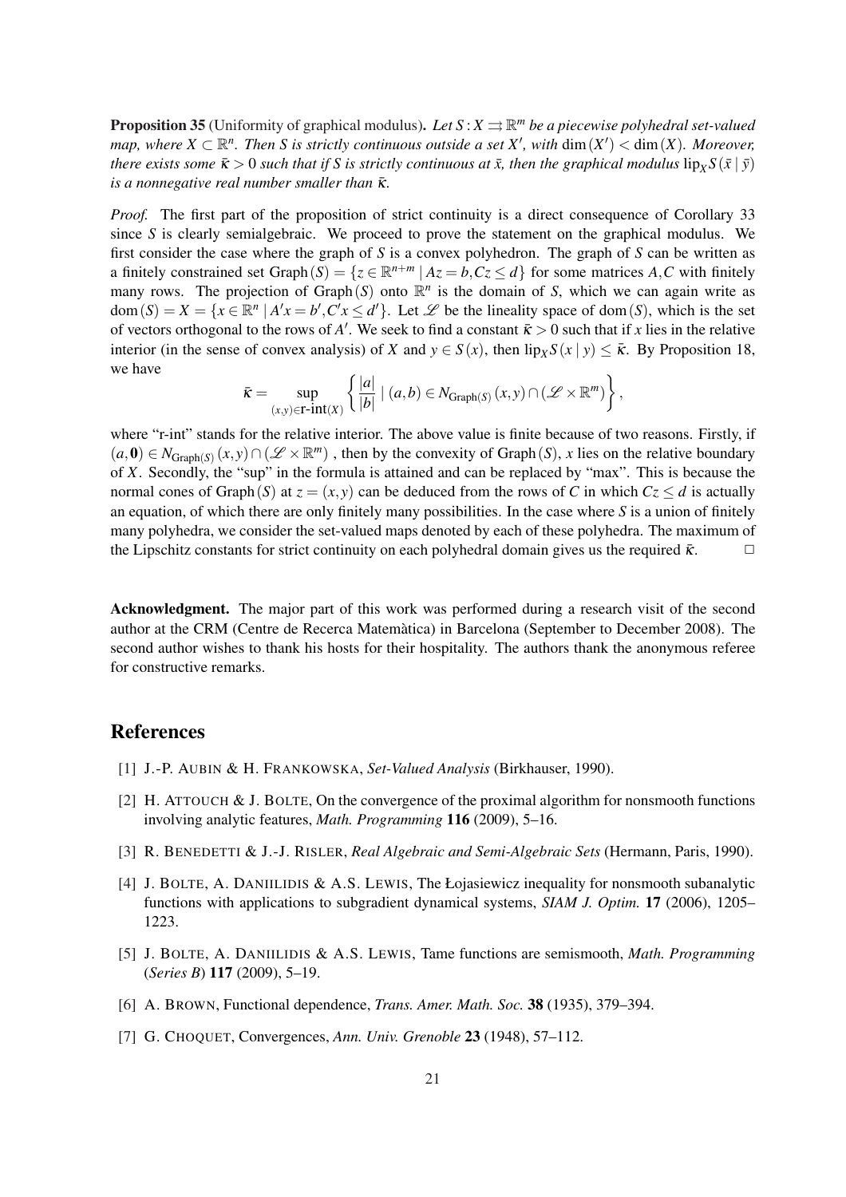**Proposition 35** (Uniformity of graphical modulus)**.** *Let $S : X \rightrightarrows \mathbb{R}^m$ be a piecewise polyhedral set-valued map, where $X \subset \mathbb{R}^n$. Then $S$ is strictly continuous outside a set $X'$, with $\dim(X') < \dim(X)$. Moreover, there exists some $\bar{\kappa} > 0$ such that if $S$ is strictly continuous at $\bar{x}$, then the graphical modulus $\operatorname{lip}_X S(\bar{x} \mid \bar{y})$ is a nonnegative real number smaller than $\bar{\kappa}$.*

*Proof.* The first part of the proposition of strict continuity is a direct consequence of Corollary 33 since $S$ is clearly semialgebraic. We proceed to prove the statement on the graphical modulus. We first consider the case where the graph of $S$ is a convex polyhedron. The graph of $S$ can be written as a finitely constrained set $\operatorname{Graph}(S) = \{z \in \mathbb{R}^{n+m} \mid Az = b, Cz \leq d\}$ for some matrices $A, C$ with finitely many rows. The projection of $\operatorname{Graph}(S)$ onto $\mathbb{R}^n$ is the domain of $S$, which we can again write as $\operatorname{dom}(S) = X = \{x \in \mathbb{R}^n \mid A'x = b', C'x \leq d'\}$. Let $\mathscr{L}$ be the lineality space of $\operatorname{dom}(S)$, which is the set of vectors orthogonal to the rows of $A'$. We seek to find a constant $\bar{\kappa} > 0$ such that if $x$ lies in the relative interior (in the sense of convex analysis) of $X$ and $y \in S(x)$, then $\operatorname{lip}_X S(x \mid y) \leq \bar{\kappa}$. By Proposition 18, we have

$$\bar{\kappa} = \sup_{(x,y) \in \text{r-int}(X)} \left\{ \frac{|a|}{|b|} \mid (a,b) \in N_{\operatorname{Graph}(S)}(x,y) \cap (\mathscr{L} \times \mathbb{R}^m) \right\},$$

where "r-int" stands for the relative interior. The above value is finite because of two reasons. Firstly, if $(a, \mathbf{0}) \in N_{\operatorname{Graph}(S)}(x,y) \cap (\mathscr{L} \times \mathbb{R}^m)$ , then by the convexity of $\operatorname{Graph}(S)$, $x$ lies on the relative boundary of $X$. Secondly, the "sup" in the formula is attained and can be replaced by "max". This is because the normal cones of $\operatorname{Graph}(S)$ at $z = (x,y)$ can be deduced from the rows of $C$ in which $Cz \leq d$ is actually an equation, of which there are only finitely many possibilities. In the case where $S$ is a union of finitely many polyhedra, we consider the set-valued maps denoted by each of these polyhedra. The maximum of the Lipschitz constants for strict continuity on each polyhedral domain gives us the required $\bar{\kappa}$. $\square$

**Acknowledgment.** The major part of this work was performed during a research visit of the second author at the CRM (Centre de Recerca Matemàtica) in Barcelona (September to December 2008). The second author wishes to thank his hosts for their hospitality. The authors thank the anonymous referee for constructive remarks.

# References

[1] J.-P. AUBIN & H. FRANKOWSKA, *Set-Valued Analysis* (Birkhauser, 1990).

[2] H. ATTOUCH & J. BOLTE, On the convergence of the proximal algorithm for nonsmooth functions involving analytic features, *Math. Programming* **116** (2009), 5–16.

[3] R. BENEDETTI & J.-J. RISLER, *Real Algebraic and Semi-Algebraic Sets* (Hermann, Paris, 1990).

[4] J. BOLTE, A. DANIILIDIS & A.S. LEWIS, The Łojasiewicz inequality for nonsmooth subanalytic functions with applications to subgradient dynamical systems, *SIAM J. Optim.* **17** (2006), 1205–1223.

[5] J. BOLTE, A. DANIILIDIS & A.S. LEWIS, Tame functions are semismooth, *Math. Programming* (*Series B*) **117** (2009), 5–19.

[6] A. BROWN, Functional dependence, *Trans. Amer. Math. Soc.* **38** (1935), 379–394.

[7] G. CHOQUET, Convergences, *Ann. Univ. Grenoble* **23** (1948), 57–112.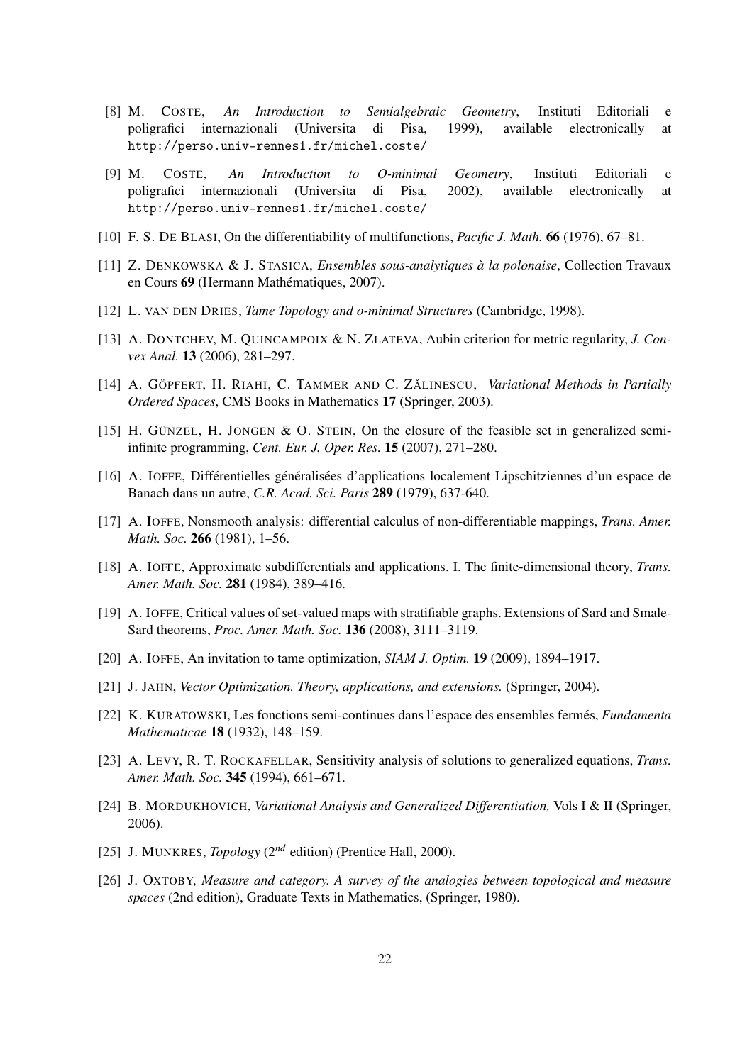[8] M. COSTE, *An Introduction to Semialgebraic Geometry*, Instituti Editoriali e poligrafici internazionali (Universita di Pisa, 1999), available electronically at http://perso.univ-rennes1.fr/michel.coste/

[9] M. COSTE, *An Introduction to O-minimal Geometry*, Instituti Editoriali e poligrafici internazionali (Universita di Pisa, 2002), available electronically at http://perso.univ-rennes1.fr/michel.coste/

[10] F. S. DE BLASI, On the differentiability of multifunctions, *Pacific J. Math.* **66** (1976), 67–81.

[11] Z. DENKOWSKA & J. STASICA, *Ensembles sous-analytiques à la polonaise*, Collection Travaux en Cours **69** (Hermann Mathématiques, 2007).

[12] L. VAN DEN DRIES, *Tame Topology and o-minimal Structures* (Cambridge, 1998).

[13] A. DONTCHEV, M. QUINCAMPOIX & N. ZLATEVA, Aubin criterion for metric regularity, *J. Convex Anal.* **13** (2006), 281–297.

[14] A. GÖPFERT, H. RIAHI, C. TAMMER AND C. ZĂLINESCU, *Variational Methods in Partially Ordered Spaces*, CMS Books in Mathematics **17** (Springer, 2003).

[15] H. GÜNZEL, H. JONGEN & O. STEIN, On the closure of the feasible set in generalized semi-infinite programming, *Cent. Eur. J. Oper. Res.* **15** (2007), 271–280.

[16] A. IOFFE, Différentielles généralisées d'applications localement Lipschitziennes d'un espace de Banach dans un autre, *C.R. Acad. Sci. Paris* **289** (1979), 637-640.

[17] A. IOFFE, Nonsmooth analysis: differential calculus of non-differentiable mappings, *Trans. Amer. Math. Soc.* **266** (1981), 1–56.

[18] A. IOFFE, Approximate subdifferentials and applications. I. The finite-dimensional theory, *Trans. Amer. Math. Soc.* **281** (1984), 389–416.

[19] A. IOFFE, Critical values of set-valued maps with stratifiable graphs. Extensions of Sard and Smale-Sard theorems, *Proc. Amer. Math. Soc.* **136** (2008), 3111–3119.

[20] A. IOFFE, An invitation to tame optimization, *SIAM J. Optim.* **19** (2009), 1894–1917.

[21] J. JAHN, *Vector Optimization. Theory, applications, and extensions.* (Springer, 2004).

[22] K. KURATOWSKI, Les fonctions semi-continues dans l'espace des ensembles fermés, *Fundamenta Mathematicae* **18** (1932), 148–159.

[23] A. LEVY, R. T. ROCKAFELLAR, Sensitivity analysis of solutions to generalized equations, *Trans. Amer. Math. Soc.* **345** (1994), 661–671.

[24] B. MORDUKHOVICH, *Variational Analysis and Generalized Differentiation,* Vols I & II (Springer, 2006).

[25] J. MUNKRES, *Topology* ($2^{nd}$ edition) (Prentice Hall, 2000).

[26] J. OXTOBY, *Measure and category. A survey of the analogies between topological and measure spaces* (2nd edition), Graduate Texts in Mathematics, (Springer, 1980).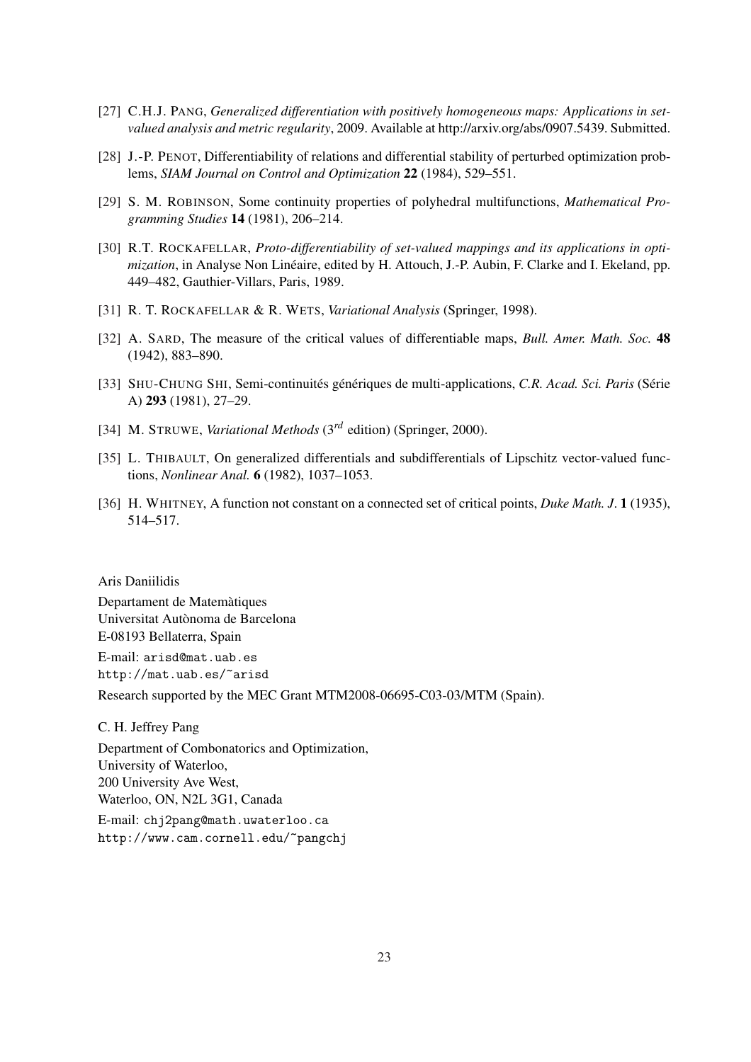[27] C.H.J. PANG, *Generalized differentiation with positively homogeneous maps: Applications in set-valued analysis and metric regularity*, 2009. Available at http://arxiv.org/abs/0907.5439. Submitted.

[28] J.-P. PENOT, Differentiability of relations and differential stability of perturbed optimization problems, *SIAM Journal on Control and Optimization* **22** (1984), 529–551.

[29] S. M. ROBINSON, Some continuity properties of polyhedral multifunctions, *Mathematical Programming Studies* **14** (1981), 206–214.

[30] R.T. ROCKAFELLAR, *Proto-differentiability of set-valued mappings and its applications in optimization*, in Analyse Non Linéaire, edited by H. Attouch, J.-P. Aubin, F. Clarke and I. Ekeland, pp. 449–482, Gauthier-Villars, Paris, 1989.

[31] R. T. ROCKAFELLAR & R. WETS, *Variational Analysis* (Springer, 1998).

[32] A. SARD, The measure of the critical values of differentiable maps, *Bull. Amer. Math. Soc.* **48** (1942), 883–890.

[33] SHU-CHUNG SHI, Semi-continuités génériques de multi-applications, *C.R. Acad. Sci. Paris* (Série A) **293** (1981), 27–29.

[34] M. STRUWE, *Variational Methods* ($3^{rd}$ edition) (Springer, 2000).

[35] L. THIBAULT, On generalized differentials and subdifferentials of Lipschitz vector-valued functions, *Nonlinear Anal.* **6** (1982), 1037–1053.

[36] H. WHITNEY, A function not constant on a connected set of critical points, *Duke Math. J*. **1** (1935), 514–517.

Aris Daniilidis

Departament de Matemàtiques
Universitat Autònoma de Barcelona
E-08193 Bellaterra, Spain

E-mail: arisd@mat.uab.es
http://mat.uab.es/~arisd

Research supported by the MEC Grant MTM2008-06695-C03-03/MTM (Spain).

C. H. Jeffrey Pang

Department of Combonatorics and Optimization,
University of Waterloo,
200 University Ave West,
Waterloo, ON, N2L 3G1, Canada

E-mail: chj2pang@math.uwaterloo.ca
http://www.cam.cornell.edu/~pangchj